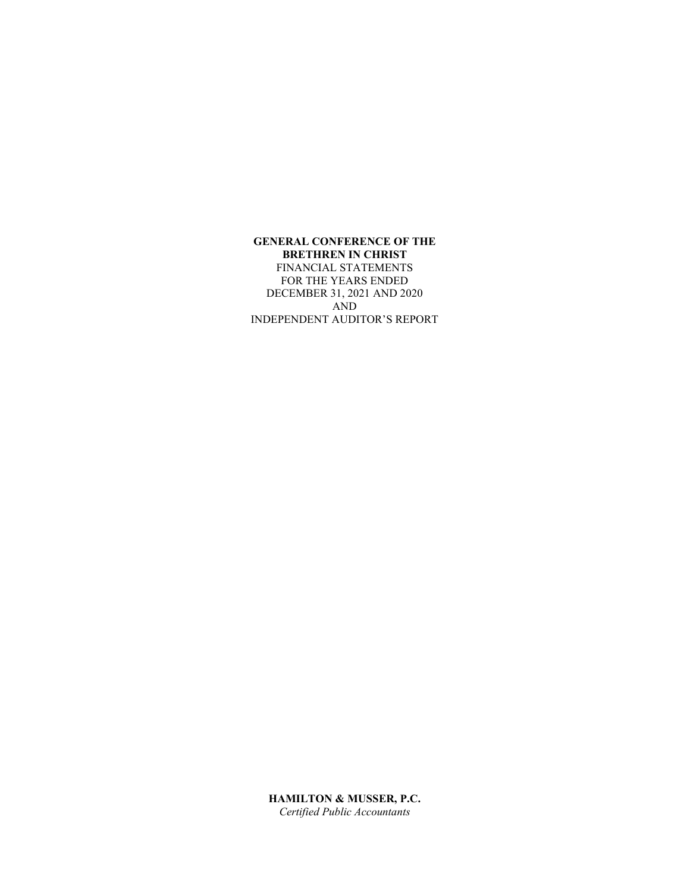**GENERAL CONFERENCE OF THE BRETHREN IN CHRIST**

FINANCIAL STATEMENTS
FOR THE YEARS ENDED
DECEMBER 31, 2021 AND 2020
AND
INDEPENDENT AUDITOR'S REPORT

**HAMILTON & MUSSER, P.C.**
*Certified Public Accountants*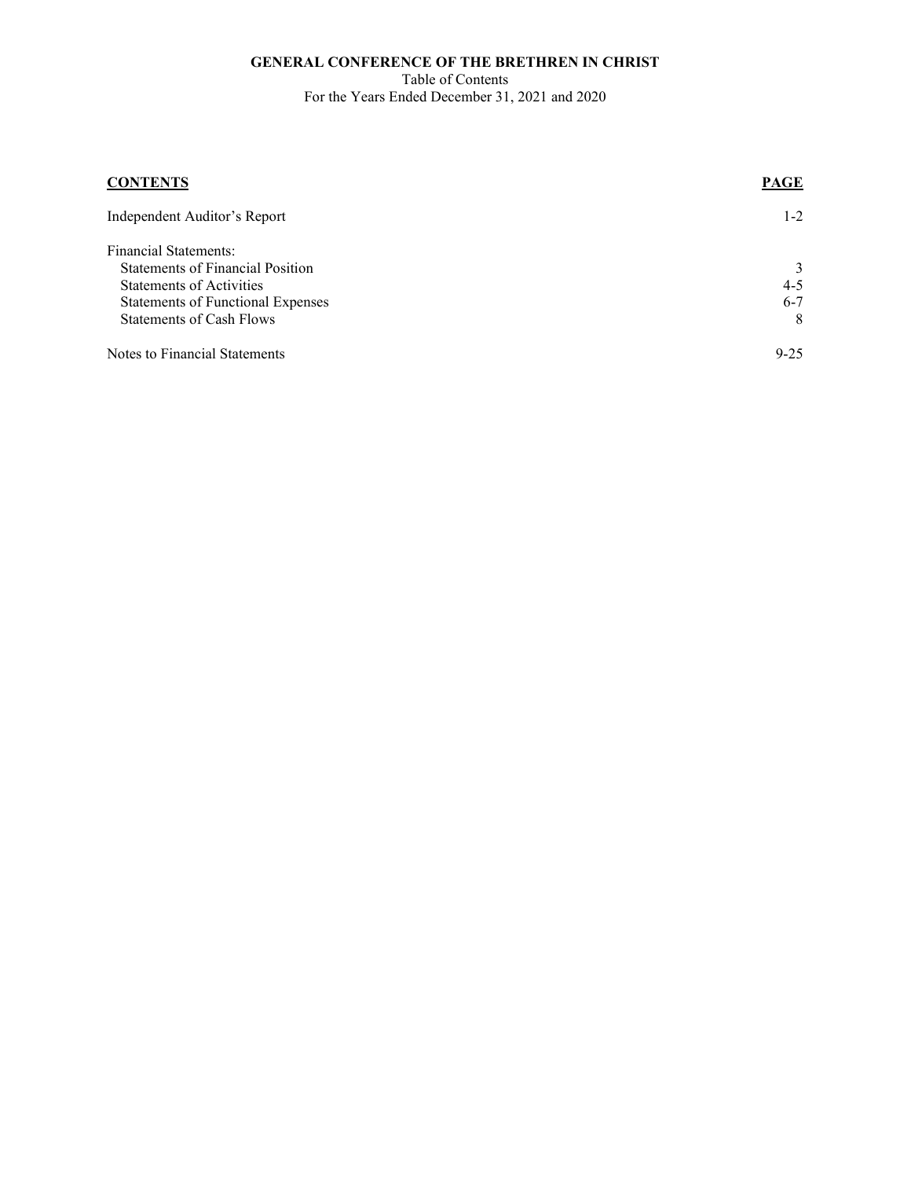**GENERAL CONFERENCE OF THE BRETHREN IN CHRIST**
Table of Contents
For the Years Ended December 31, 2021 and 2020

| **CONTENTS** | **PAGE** |
|---|---|
| Independent Auditor's Report | 1-2 |
| Financial Statements: | |
| Statements of Financial Position | 3 |
| Statements of Activities | 4-5 |
| Statements of Functional Expenses | 6-7 |
| Statements of Cash Flows | 8 |
| Notes to Financial Statements | 9-25 |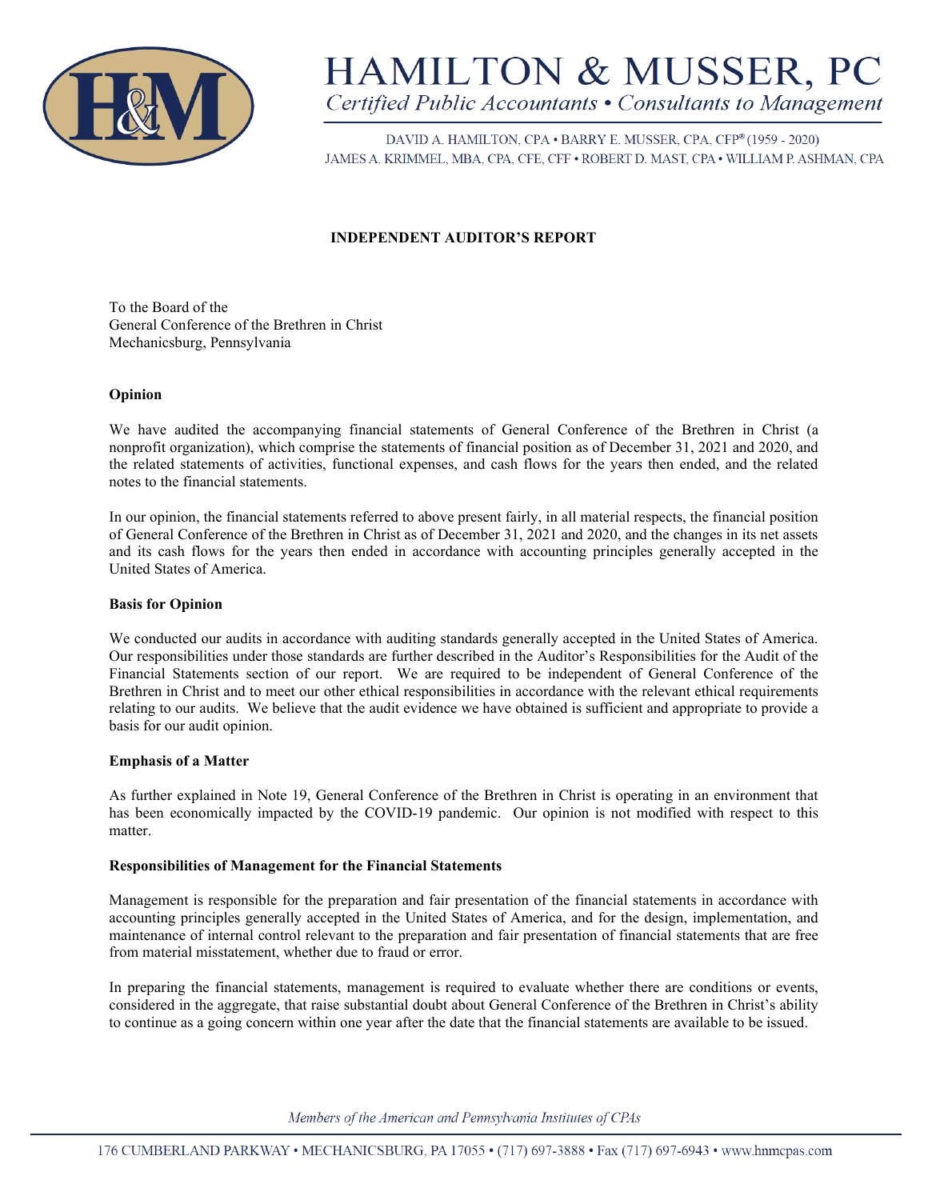# HAMILTON & MUSSER, PC

*Certified Public Accountants • Consultants to Management*

DAVID A. HAMILTON, CPA • BARRY E. MUSSER, CPA, CFP® (1959 - 2020)
JAMES A. KRIMMEL, MBA, CPA, CFE, CFF • ROBERT D. MAST, CPA • WILLIAM P. ASHMAN, CPA

## INDEPENDENT AUDITOR'S REPORT

To the Board of the
General Conference of the Brethren in Christ
Mechanicsburg, Pennsylvania

### Opinion

We have audited the accompanying financial statements of General Conference of the Brethren in Christ (a nonprofit organization), which comprise the statements of financial position as of December 31, 2021 and 2020, and the related statements of activities, functional expenses, and cash flows for the years then ended, and the related notes to the financial statements.

In our opinion, the financial statements referred to above present fairly, in all material respects, the financial position of General Conference of the Brethren in Christ as of December 31, 2021 and 2020, and the changes in its net assets and its cash flows for the years then ended in accordance with accounting principles generally accepted in the United States of America.

### Basis for Opinion

We conducted our audits in accordance with auditing standards generally accepted in the United States of America. Our responsibilities under those standards are further described in the Auditor's Responsibilities for the Audit of the Financial Statements section of our report. We are required to be independent of General Conference of the Brethren in Christ and to meet our other ethical responsibilities in accordance with the relevant ethical requirements relating to our audits. We believe that the audit evidence we have obtained is sufficient and appropriate to provide a basis for our audit opinion.

### Emphasis of a Matter

As further explained in Note 19, General Conference of the Brethren in Christ is operating in an environment that has been economically impacted by the COVID-19 pandemic. Our opinion is not modified with respect to this matter.

### Responsibilities of Management for the Financial Statements

Management is responsible for the preparation and fair presentation of the financial statements in accordance with accounting principles generally accepted in the United States of America, and for the design, implementation, and maintenance of internal control relevant to the preparation and fair presentation of financial statements that are free from material misstatement, whether due to fraud or error.

In preparing the financial statements, management is required to evaluate whether there are conditions or events, considered in the aggregate, that raise substantial doubt about General Conference of the Brethren in Christ's ability to continue as a going concern within one year after the date that the financial statements are available to be issued.

*Members of the American and Pennsylvania Institutes of CPAs*

176 CUMBERLAND PARKWAY • MECHANICSBURG, PA 17055 • (717) 697-3888 • Fax (717) 697-6943 • www.hnmcpas.com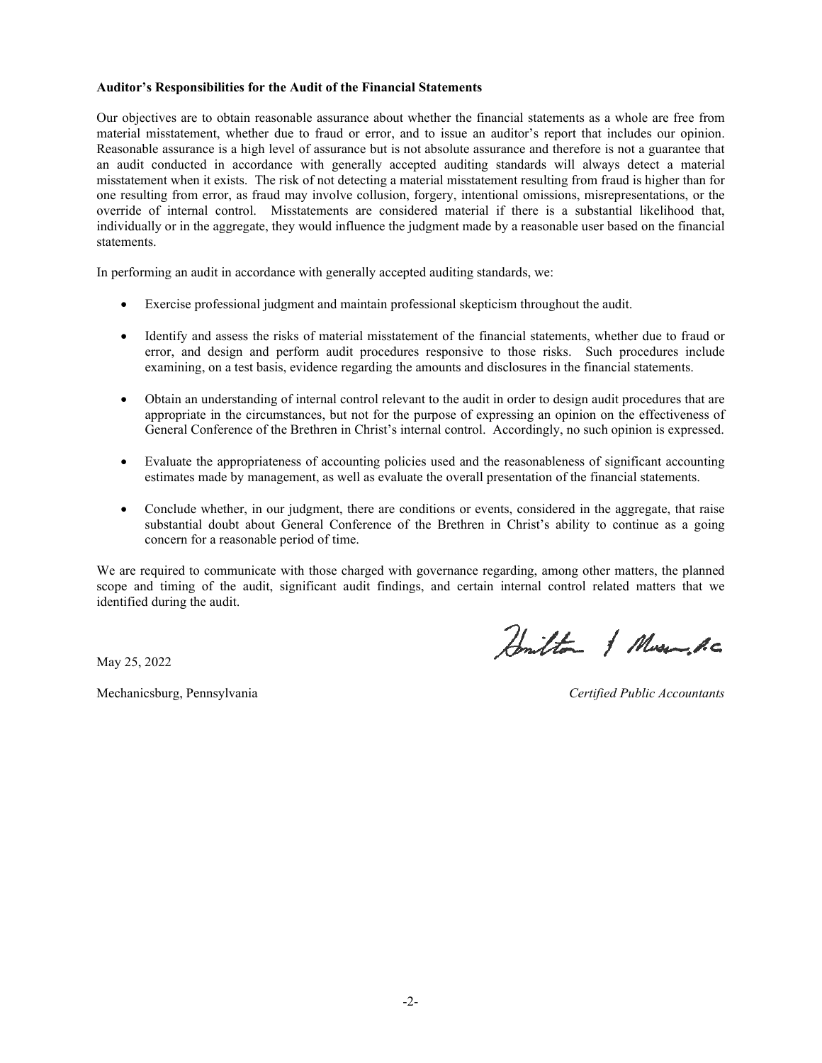**Auditor's Responsibilities for the Audit of the Financial Statements**

Our objectives are to obtain reasonable assurance about whether the financial statements as a whole are free from material misstatement, whether due to fraud or error, and to issue an auditor's report that includes our opinion. Reasonable assurance is a high level of assurance but is not absolute assurance and therefore is not a guarantee that an audit conducted in accordance with generally accepted auditing standards will always detect a material misstatement when it exists. The risk of not detecting a material misstatement resulting from fraud is higher than for one resulting from error, as fraud may involve collusion, forgery, intentional omissions, misrepresentations, or the override of internal control. Misstatements are considered material if there is a substantial likelihood that, individually or in the aggregate, they would influence the judgment made by a reasonable user based on the financial statements.

In performing an audit in accordance with generally accepted auditing standards, we:

- Exercise professional judgment and maintain professional skepticism throughout the audit.
- Identify and assess the risks of material misstatement of the financial statements, whether due to fraud or error, and design and perform audit procedures responsive to those risks. Such procedures include examining, on a test basis, evidence regarding the amounts and disclosures in the financial statements.
- Obtain an understanding of internal control relevant to the audit in order to design audit procedures that are appropriate in the circumstances, but not for the purpose of expressing an opinion on the effectiveness of General Conference of the Brethren in Christ's internal control. Accordingly, no such opinion is expressed.
- Evaluate the appropriateness of accounting policies used and the reasonableness of significant accounting estimates made by management, as well as evaluate the overall presentation of the financial statements.
- Conclude whether, in our judgment, there are conditions or events, considered in the aggregate, that raise substantial doubt about General Conference of the Brethren in Christ's ability to continue as a going concern for a reasonable period of time.

We are required to communicate with those charged with governance regarding, among other matters, the planned scope and timing of the audit, significant audit findings, and certain internal control related matters that we identified during the audit.

Hamilton & Musser, P.C.

May 25, 2022

Mechanicsburg, Pennsylvania

*Certified Public Accountants*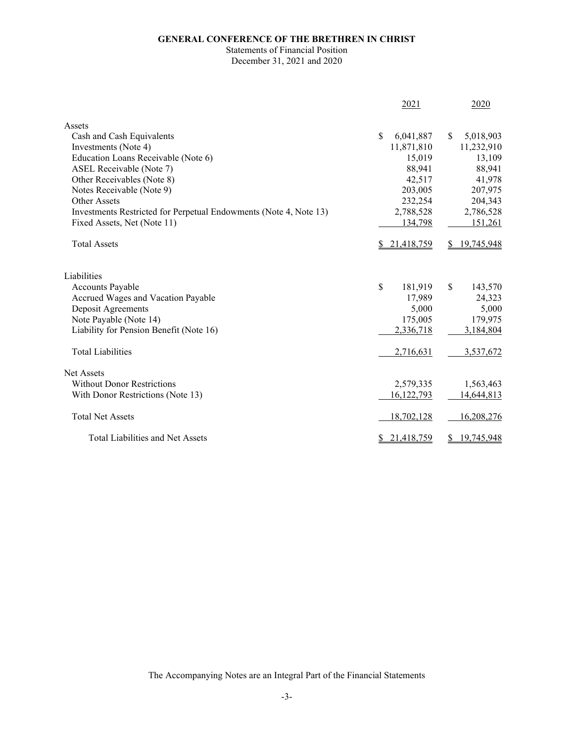**GENERAL CONFERENCE OF THE BRETHREN IN CHRIST**

Statements of Financial Position

December 31, 2021 and 2020

| | 2021 | 2020 |
|---|---|---|
| Assets | | |
| Cash and Cash Equivalents | $ 6,041,887 | $ 5,018,903 |
| Investments (Note 4) | 11,871,810 | 11,232,910 |
| Education Loans Receivable (Note 6) | 15,019 | 13,109 |
| ASEL Receivable (Note 7) | 88,941 | 88,941 |
| Other Receivables (Note 8) | 42,517 | 41,978 |
| Notes Receivable (Note 9) | 203,005 | 207,975 |
| Other Assets | 232,254 | 204,343 |
| Investments Restricted for Perpetual Endowments (Note 4, Note 13) | 2,788,528 | 2,786,528 |
| Fixed Assets, Net (Note 11) | 134,798 | 151,261 |
| Total Assets | $ 21,418,759 | $ 19,745,948 |
| Liabilities | | |
| Accounts Payable | $ 181,919 | $ 143,570 |
| Accrued Wages and Vacation Payable | 17,989 | 24,323 |
| Deposit Agreements | 5,000 | 5,000 |
| Note Payable (Note 14) | 175,005 | 179,975 |
| Liability for Pension Benefit (Note 16) | 2,336,718 | 3,184,804 |
| Total Liabilities | 2,716,631 | 3,537,672 |
| Net Assets | | |
| Without Donor Restrictions | 2,579,335 | 1,563,463 |
| With Donor Restrictions (Note 13) | 16,122,793 | 14,644,813 |
| Total Net Assets | 18,702,128 | 16,208,276 |
| Total Liabilities and Net Assets | $ 21,418,759 | $ 19,745,948 |

The Accompanying Notes are an Integral Part of the Financial Statements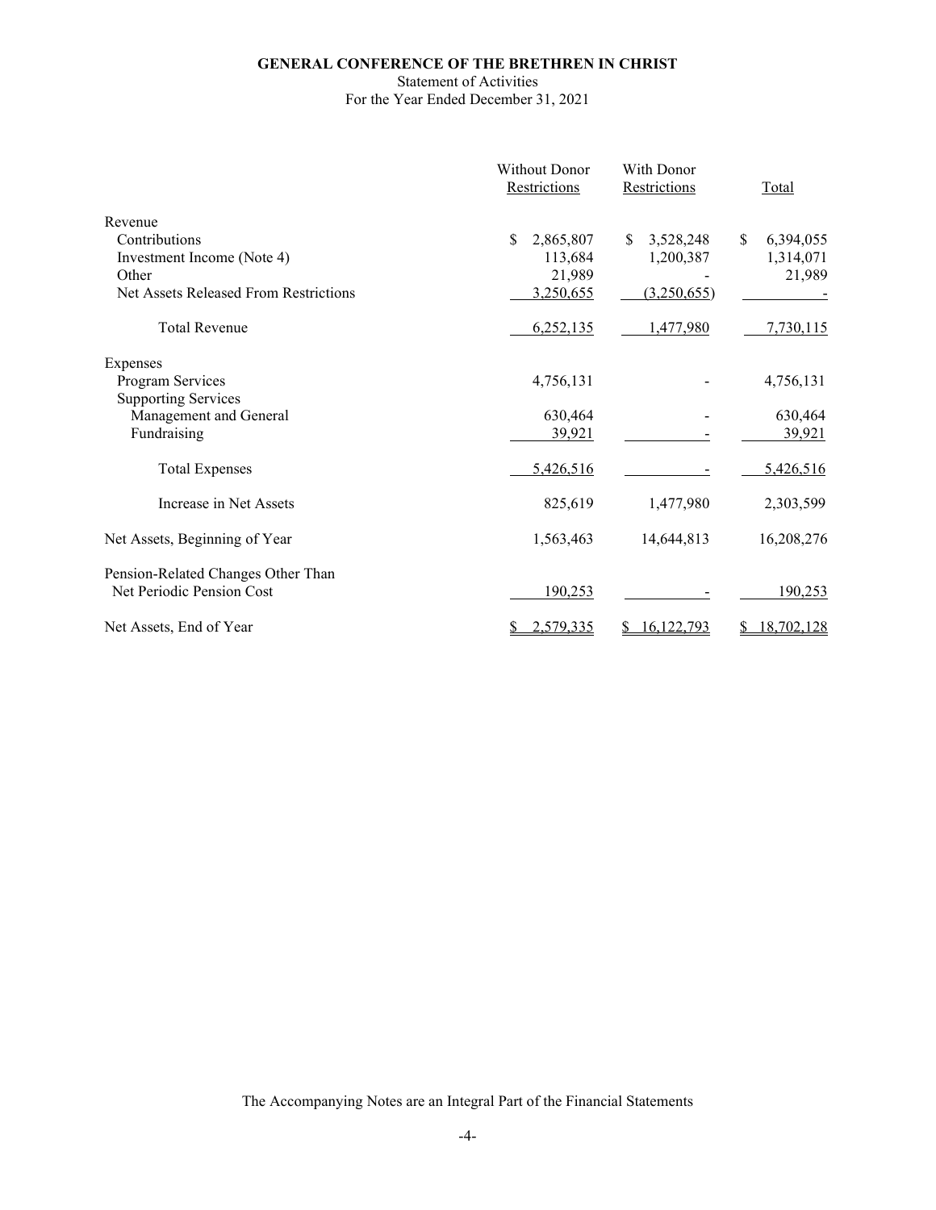**GENERAL CONFERENCE OF THE BRETHREN IN CHRIST**

Statement of Activities

For the Year Ended December 31, 2021

| | Without Donor Restrictions | With Donor Restrictions | Total |
|---|---|---|---|
| Revenue | | | |
| Contributions | $ 2,865,807 | $ 3,528,248 | $ 6,394,055 |
| Investment Income (Note 4) | 113,684 | 1,200,387 | 1,314,071 |
| Other | 21,989 | - | 21,989 |
| Net Assets Released From Restrictions | 3,250,655 | (3,250,655) | - |
| Total Revenue | 6,252,135 | 1,477,980 | 7,730,115 |
| Expenses | | | |
| Program Services | 4,756,131 | - | 4,756,131 |
| Supporting Services | | | |
| Management and General | 630,464 | - | 630,464 |
| Fundraising | 39,921 | - | 39,921 |
| Total Expenses | 5,426,516 | - | 5,426,516 |
| Increase in Net Assets | 825,619 | 1,477,980 | 2,303,599 |
| Net Assets, Beginning of Year | 1,563,463 | 14,644,813 | 16,208,276 |
| Pension-Related Changes Other Than Net Periodic Pension Cost | 190,253 | - | 190,253 |
| Net Assets, End of Year | $ 2,579,335 | $ 16,122,793 | $ 18,702,128 |

The Accompanying Notes are an Integral Part of the Financial Statements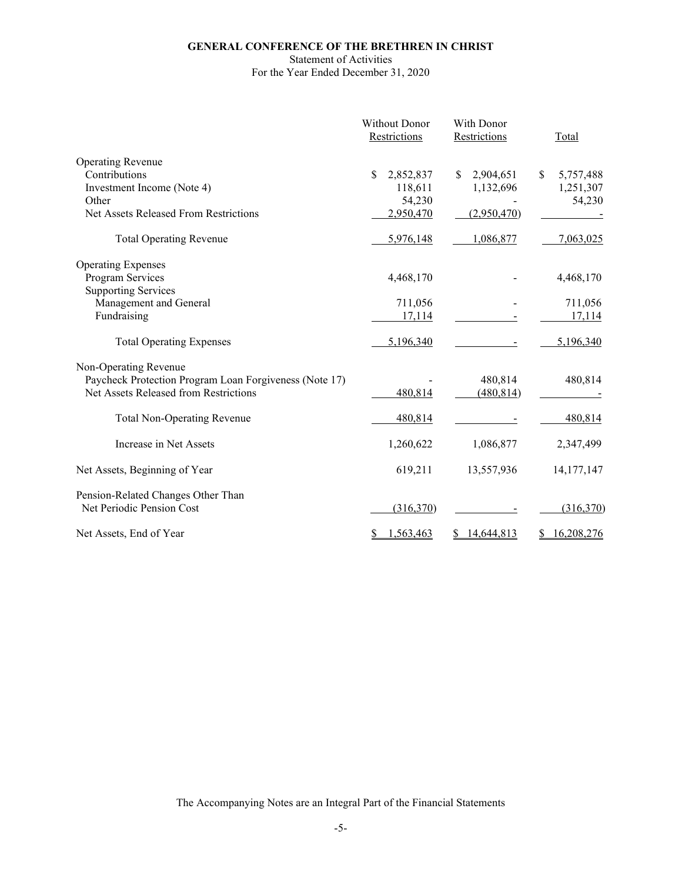**GENERAL CONFERENCE OF THE BRETHREN IN CHRIST**

Statement of Activities

For the Year Ended December 31, 2020

| | Without Donor Restrictions | With Donor Restrictions | Total |
|---|---|---|---|
| Operating Revenue | | | |
| Contributions | $ 2,852,837 | $ 2,904,651 | $ 5,757,488 |
| Investment Income (Note 4) | 118,611 | 1,132,696 | 1,251,307 |
| Other | 54,230 | - | 54,230 |
| Net Assets Released From Restrictions | 2,950,470 | (2,950,470) | - |
| Total Operating Revenue | 5,976,148 | 1,086,877 | 7,063,025 |
| Operating Expenses | | | |
| Program Services | 4,468,170 | - | 4,468,170 |
| Supporting Services | | | |
| Management and General | 711,056 | - | 711,056 |
| Fundraising | 17,114 | - | 17,114 |
| Total Operating Expenses | 5,196,340 | - | 5,196,340 |
| Non-Operating Revenue | | | |
| Paycheck Protection Program Loan Forgiveness (Note 17) | - | 480,814 | 480,814 |
| Net Assets Released from Restrictions | 480,814 | (480,814) | - |
| Total Non-Operating Revenue | 480,814 | - | 480,814 |
| Increase in Net Assets | 1,260,622 | 1,086,877 | 2,347,499 |
| Net Assets, Beginning of Year | 619,211 | 13,557,936 | 14,177,147 |
| Pension-Related Changes Other Than Net Periodic Pension Cost | (316,370) | - | (316,370) |
| Net Assets, End of Year | $ 1,563,463 | $ 14,644,813 | $ 16,208,276 |

The Accompanying Notes are an Integral Part of the Financial Statements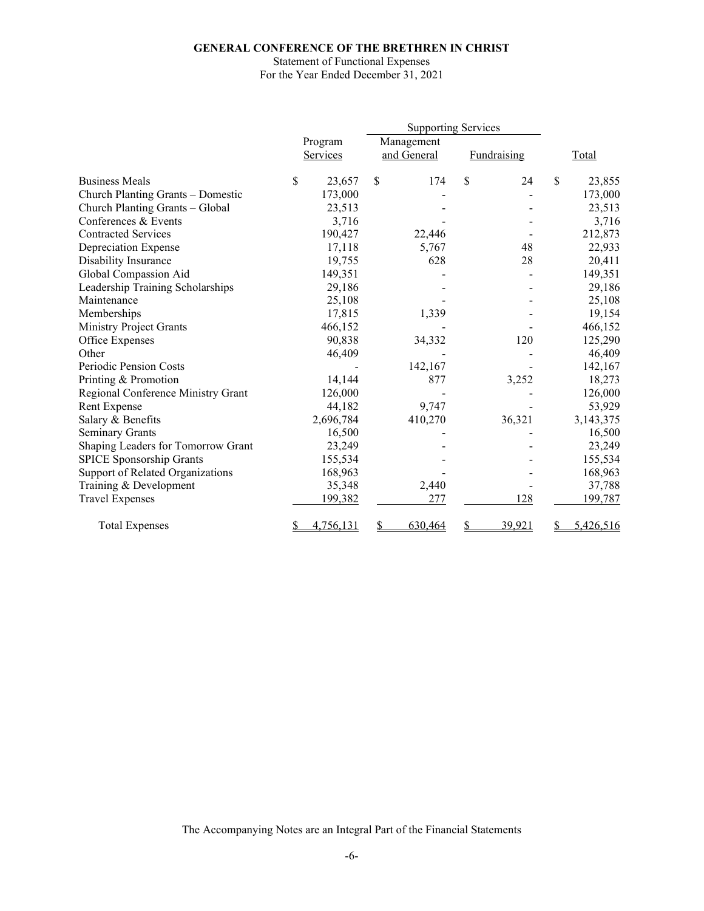**GENERAL CONFERENCE OF THE BRETHREN IN CHRIST**

Statement of Functional Expenses

For the Year Ended December 31, 2021

| | Program Services | Supporting Services | | Total |
|---|---|---|---|---|
| | | Management and General | Fundraising | |
| Business Meals | $ 23,657 | $ 174 | $ 24 | $ 23,855 |
| Church Planting Grants – Domestic | 173,000 | - | - | 173,000 |
| Church Planting Grants – Global | 23,513 | - | - | 23,513 |
| Conferences & Events | 3,716 | - | - | 3,716 |
| Contracted Services | 190,427 | 22,446 | - | 212,873 |
| Depreciation Expense | 17,118 | 5,767 | 48 | 22,933 |
| Disability Insurance | 19,755 | 628 | 28 | 20,411 |
| Global Compassion Aid | 149,351 | - | - | 149,351 |
| Leadership Training Scholarships | 29,186 | - | - | 29,186 |
| Maintenance | 25,108 | - | - | 25,108 |
| Memberships | 17,815 | 1,339 | - | 19,154 |
| Ministry Project Grants | 466,152 | - | - | 466,152 |
| Office Expenses | 90,838 | 34,332 | 120 | 125,290 |
| Other | 46,409 | - | - | 46,409 |
| Periodic Pension Costs | - | 142,167 | - | 142,167 |
| Printing & Promotion | 14,144 | 877 | 3,252 | 18,273 |
| Regional Conference Ministry Grant | 126,000 | - | - | 126,000 |
| Rent Expense | 44,182 | 9,747 | - | 53,929 |
| Salary & Benefits | 2,696,784 | 410,270 | 36,321 | 3,143,375 |
| Seminary Grants | 16,500 | - | - | 16,500 |
| Shaping Leaders for Tomorrow Grant | 23,249 | - | - | 23,249 |
| SPICE Sponsorship Grants | 155,534 | - | - | 155,534 |
| Support of Related Organizations | 168,963 | - | - | 168,963 |
| Training & Development | 35,348 | 2,440 | - | 37,788 |
| Travel Expenses | 199,382 | 277 | 128 | 199,787 |
| Total Expenses | $ 4,756,131 | $ 630,464 | $ 39,921 | $ 5,426,516 |

The Accompanying Notes are an Integral Part of the Financial Statements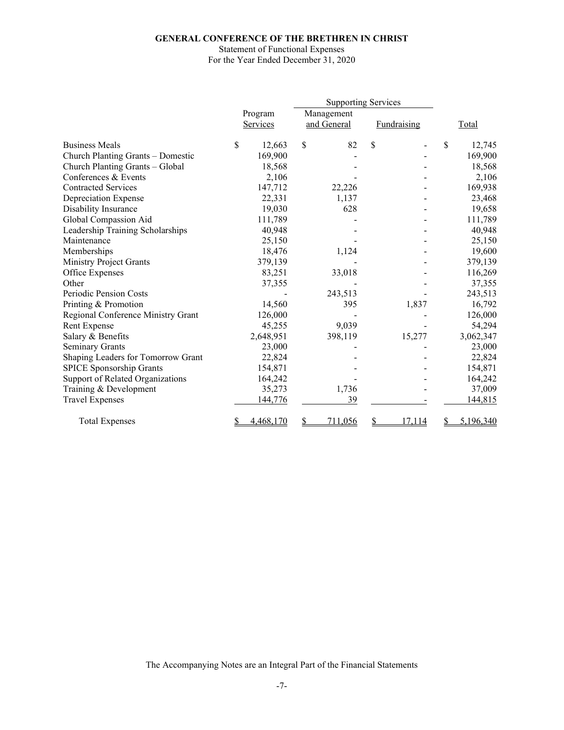**GENERAL CONFERENCE OF THE BRETHREN IN CHRIST**

Statement of Functional Expenses

For the Year Ended December 31, 2020

| | Program Services | Supporting Services | | Total |
|---|---|---|---|---|
| | | Management and General | Fundraising | |
| Business Meals | $ 12,663 | $ 82 | $ - | $ 12,745 |
| Church Planting Grants – Domestic | 169,900 | - | - | 169,900 |
| Church Planting Grants – Global | 18,568 | - | - | 18,568 |
| Conferences & Events | 2,106 | - | - | 2,106 |
| Contracted Services | 147,712 | 22,226 | - | 169,938 |
| Depreciation Expense | 22,331 | 1,137 | - | 23,468 |
| Disability Insurance | 19,030 | 628 | - | 19,658 |
| Global Compassion Aid | 111,789 | - | - | 111,789 |
| Leadership Training Scholarships | 40,948 | - | - | 40,948 |
| Maintenance | 25,150 | - | - | 25,150 |
| Memberships | 18,476 | 1,124 | - | 19,600 |
| Ministry Project Grants | 379,139 | - | - | 379,139 |
| Office Expenses | 83,251 | 33,018 | - | 116,269 |
| Other | 37,355 | - | - | 37,355 |
| Periodic Pension Costs | - | 243,513 | - | 243,513 |
| Printing & Promotion | 14,560 | 395 | 1,837 | 16,792 |
| Regional Conference Ministry Grant | 126,000 | - | - | 126,000 |
| Rent Expense | 45,255 | 9,039 | - | 54,294 |
| Salary & Benefits | 2,648,951 | 398,119 | 15,277 | 3,062,347 |
| Seminary Grants | 23,000 | - | - | 23,000 |
| Shaping Leaders for Tomorrow Grant | 22,824 | - | - | 22,824 |
| SPICE Sponsorship Grants | 154,871 | - | - | 154,871 |
| Support of Related Organizations | 164,242 | - | - | 164,242 |
| Training & Development | 35,273 | 1,736 | - | 37,009 |
| Travel Expenses | 144,776 | 39 | - | 144,815 |
| Total Expenses | $ 4,468,170 | $ 711,056 | $ 17,114 | $ 5,196,340 |

The Accompanying Notes are an Integral Part of the Financial Statements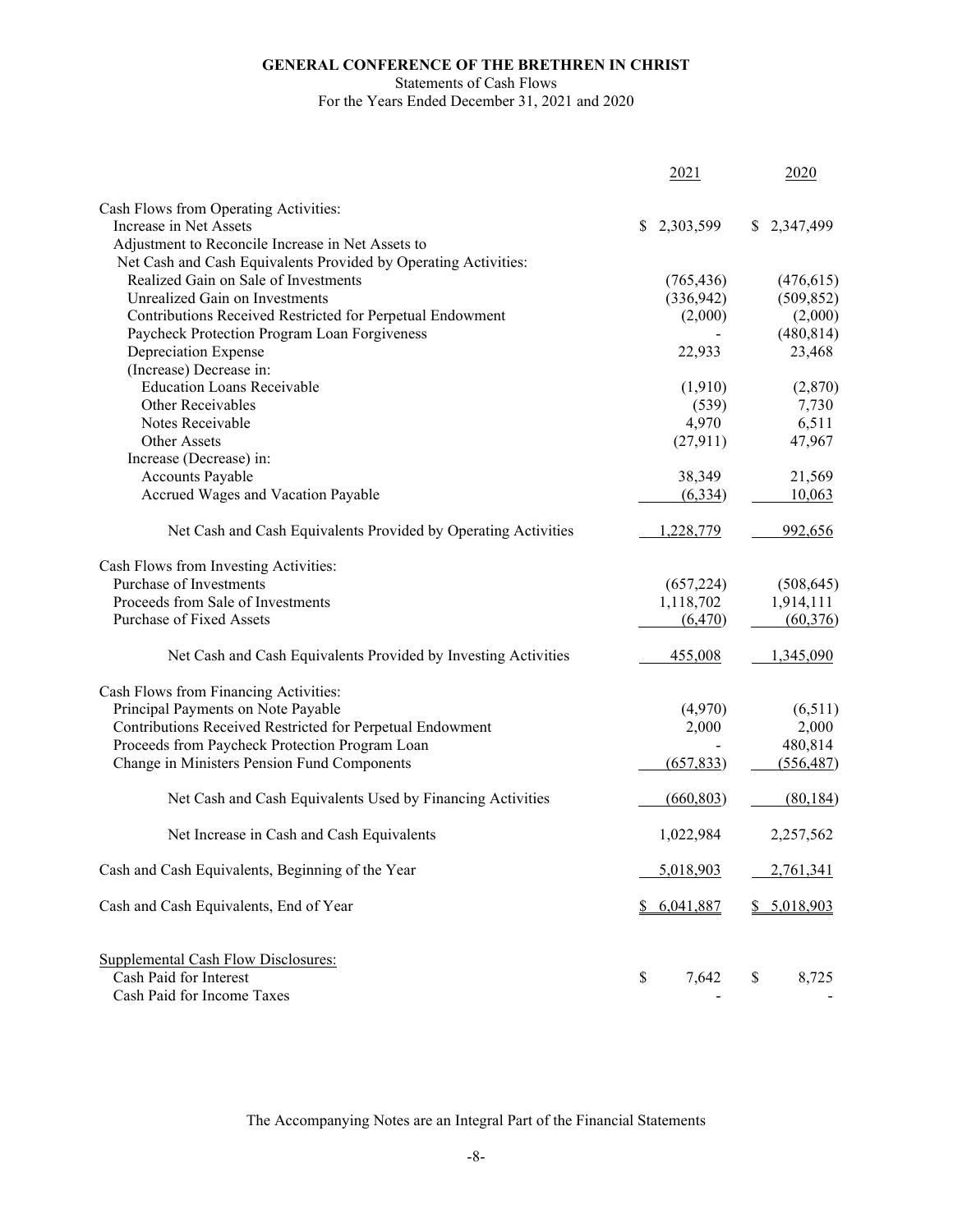# GENERAL CONFERENCE OF THE BRETHREN IN CHRIST

Statements of Cash Flows

For the Years Ended December 31, 2021 and 2020

| | 2021 | 2020 |
|---|---|---|
| Cash Flows from Operating Activities: | | |
| Increase in Net Assets | $ 2,303,599 | $ 2,347,499 |
| Adjustment to Reconcile Increase in Net Assets to Net Cash and Cash Equivalents Provided by Operating Activities: | | |
| Realized Gain on Sale of Investments | (765,436) | (476,615) |
| Unrealized Gain on Investments | (336,942) | (509,852) |
| Contributions Received Restricted for Perpetual Endowment | (2,000) | (2,000) |
| Paycheck Protection Program Loan Forgiveness | - | (480,814) |
| Depreciation Expense | 22,933 | 23,468 |
| (Increase) Decrease in: | | |
| Education Loans Receivable | (1,910) | (2,870) |
| Other Receivables | (539) | 7,730 |
| Notes Receivable | 4,970 | 6,511 |
| Other Assets | (27,911) | 47,967 |
| Increase (Decrease) in: | | |
| Accounts Payable | 38,349 | 21,569 |
| Accrued Wages and Vacation Payable | (6,334) | 10,063 |
| Net Cash and Cash Equivalents Provided by Operating Activities | 1,228,779 | 992,656 |
| Cash Flows from Investing Activities: | | |
| Purchase of Investments | (657,224) | (508,645) |
| Proceeds from Sale of Investments | 1,118,702 | 1,914,111 |
| Purchase of Fixed Assets | (6,470) | (60,376) |
| Net Cash and Cash Equivalents Provided by Investing Activities | 455,008 | 1,345,090 |
| Cash Flows from Financing Activities: | | |
| Principal Payments on Note Payable | (4,970) | (6,511) |
| Contributions Received Restricted for Perpetual Endowment | 2,000 | 2,000 |
| Proceeds from Paycheck Protection Program Loan | - | 480,814 |
| Change in Ministers Pension Fund Components | (657,833) | (556,487) |
| Net Cash and Cash Equivalents Used by Financing Activities | (660,803) | (80,184) |
| Net Increase in Cash and Cash Equivalents | 1,022,984 | 2,257,562 |
| Cash and Cash Equivalents, Beginning of the Year | 5,018,903 | 2,761,341 |
| Cash and Cash Equivalents, End of Year | $ 6,041,887 | $ 5,018,903 |
| Supplemental Cash Flow Disclosures: | | |
| Cash Paid for Interest | $ 7,642 | $ 8,725 |
| Cash Paid for Income Taxes | - | - |

The Accompanying Notes are an Integral Part of the Financial Statements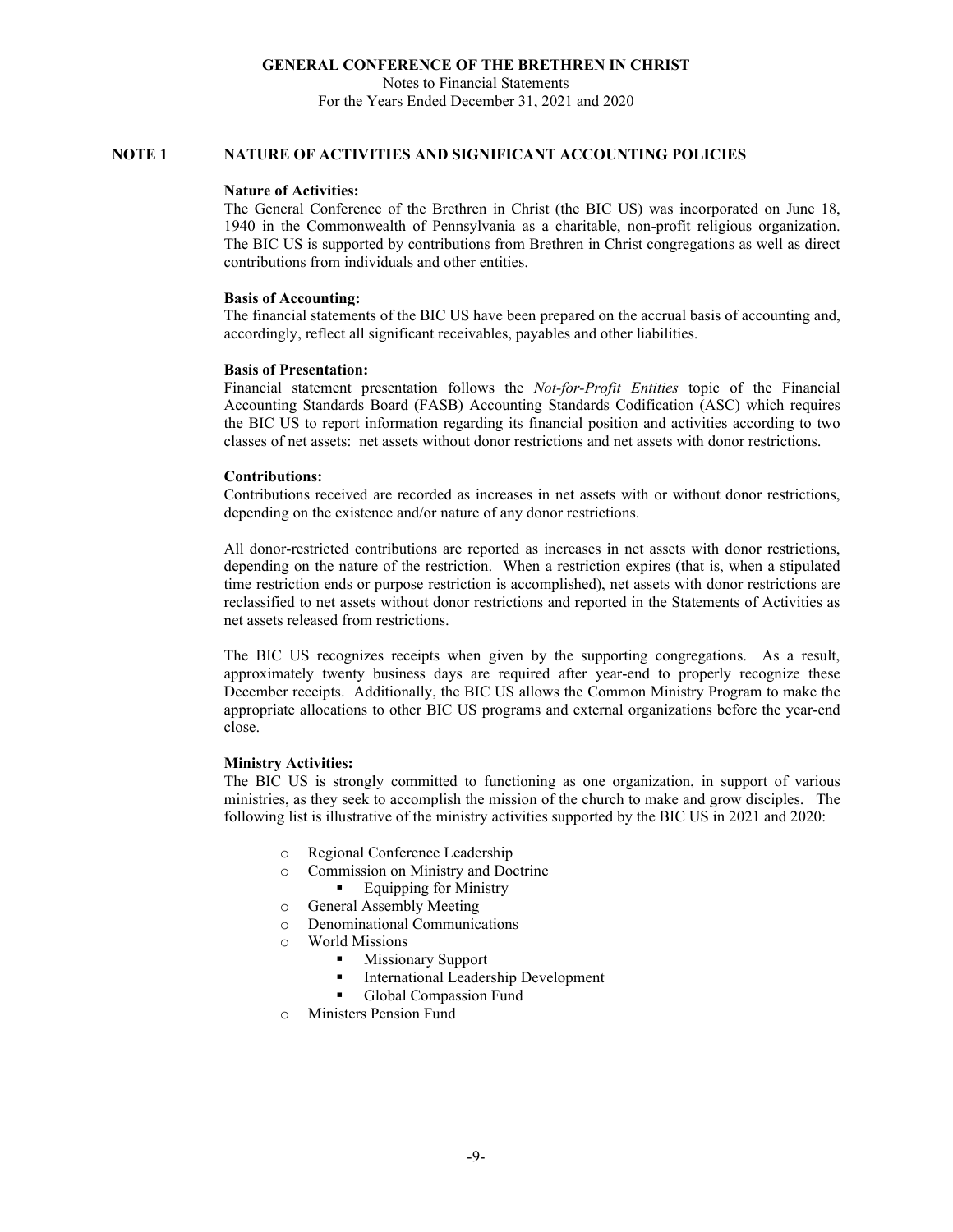**GENERAL CONFERENCE OF THE BRETHREN IN CHRIST**
Notes to Financial Statements
For the Years Ended December 31, 2021 and 2020

## NOTE 1 NATURE OF ACTIVITIES AND SIGNIFICANT ACCOUNTING POLICIES

**Nature of Activities:**
The General Conference of the Brethren in Christ (the BIC US) was incorporated on June 18, 1940 in the Commonwealth of Pennsylvania as a charitable, non-profit religious organization. The BIC US is supported by contributions from Brethren in Christ congregations as well as direct contributions from individuals and other entities.

**Basis of Accounting:**
The financial statements of the BIC US have been prepared on the accrual basis of accounting and, accordingly, reflect all significant receivables, payables and other liabilities.

**Basis of Presentation:**
Financial statement presentation follows the *Not-for-Profit Entities* topic of the Financial Accounting Standards Board (FASB) Accounting Standards Codification (ASC) which requires the BIC US to report information regarding its financial position and activities according to two classes of net assets: net assets without donor restrictions and net assets with donor restrictions.

**Contributions:**
Contributions received are recorded as increases in net assets with or without donor restrictions, depending on the existence and/or nature of any donor restrictions.

All donor-restricted contributions are reported as increases in net assets with donor restrictions, depending on the nature of the restriction. When a restriction expires (that is, when a stipulated time restriction ends or purpose restriction is accomplished), net assets with donor restrictions are reclassified to net assets without donor restrictions and reported in the Statements of Activities as net assets released from restrictions.

The BIC US recognizes receipts when given by the supporting congregations. As a result, approximately twenty business days are required after year-end to properly recognize these December receipts. Additionally, the BIC US allows the Common Ministry Program to make the appropriate allocations to other BIC US programs and external organizations before the year-end close.

**Ministry Activities:**
The BIC US is strongly committed to functioning as one organization, in support of various ministries, as they seek to accomplish the mission of the church to make and grow disciples. The following list is illustrative of the ministry activities supported by the BIC US in 2021 and 2020:

- Regional Conference Leadership
- Commission on Ministry and Doctrine
  - Equipping for Ministry
- General Assembly Meeting
- Denominational Communications
- World Missions
  - Missionary Support
  - International Leadership Development
  - Global Compassion Fund
- Ministers Pension Fund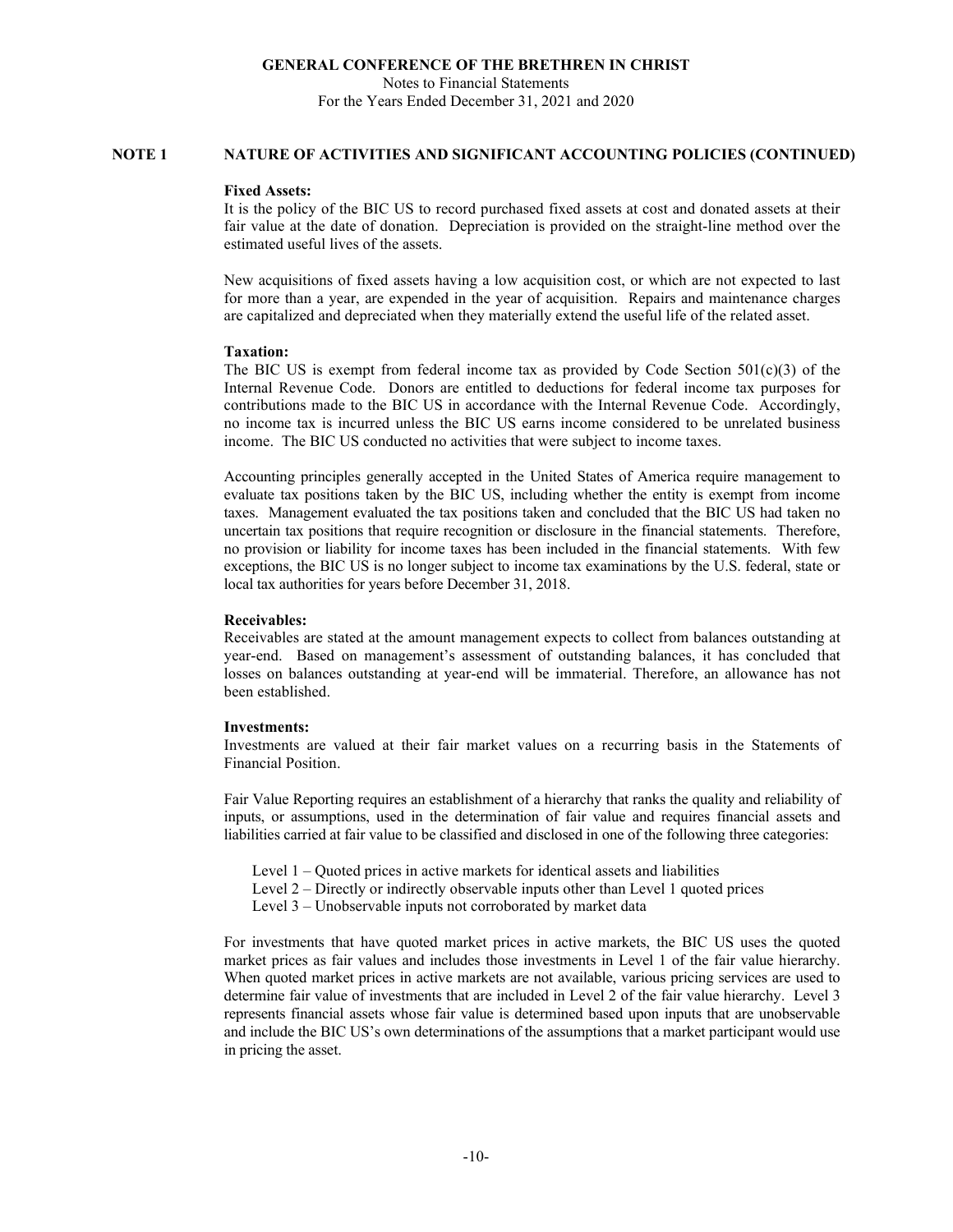## NOTE 1 NATURE OF ACTIVITIES AND SIGNIFICANT ACCOUNTING POLICIES (CONTINUED)

**Fixed Assets:**
It is the policy of the BIC US to record purchased fixed assets at cost and donated assets at their fair value at the date of donation. Depreciation is provided on the straight-line method over the estimated useful lives of the assets.

New acquisitions of fixed assets having a low acquisition cost, or which are not expected to last for more than a year, are expended in the year of acquisition. Repairs and maintenance charges are capitalized and depreciated when they materially extend the useful life of the related asset.

**Taxation:**
The BIC US is exempt from federal income tax as provided by Code Section 501(c)(3) of the Internal Revenue Code. Donors are entitled to deductions for federal income tax purposes for contributions made to the BIC US in accordance with the Internal Revenue Code. Accordingly, no income tax is incurred unless the BIC US earns income considered to be unrelated business income. The BIC US conducted no activities that were subject to income taxes.

Accounting principles generally accepted in the United States of America require management to evaluate tax positions taken by the BIC US, including whether the entity is exempt from income taxes. Management evaluated the tax positions taken and concluded that the BIC US had taken no uncertain tax positions that require recognition or disclosure in the financial statements. Therefore, no provision or liability for income taxes has been included in the financial statements. With few exceptions, the BIC US is no longer subject to income tax examinations by the U.S. federal, state or local tax authorities for years before December 31, 2018.

**Receivables:**
Receivables are stated at the amount management expects to collect from balances outstanding at year-end. Based on management's assessment of outstanding balances, it has concluded that losses on balances outstanding at year-end will be immaterial. Therefore, an allowance has not been established.

**Investments:**
Investments are valued at their fair market values on a recurring basis in the Statements of Financial Position.

Fair Value Reporting requires an establishment of a hierarchy that ranks the quality and reliability of inputs, or assumptions, used in the determination of fair value and requires financial assets and liabilities carried at fair value to be classified and disclosed in one of the following three categories:

- Level 1 – Quoted prices in active markets for identical assets and liabilities
- Level 2 – Directly or indirectly observable inputs other than Level 1 quoted prices
- Level 3 – Unobservable inputs not corroborated by market data

For investments that have quoted market prices in active markets, the BIC US uses the quoted market prices as fair values and includes those investments in Level 1 of the fair value hierarchy. When quoted market prices in active markets are not available, various pricing services are used to determine fair value of investments that are included in Level 2 of the fair value hierarchy. Level 3 represents financial assets whose fair value is determined based upon inputs that are unobservable and include the BIC US's own determinations of the assumptions that a market participant would use in pricing the asset.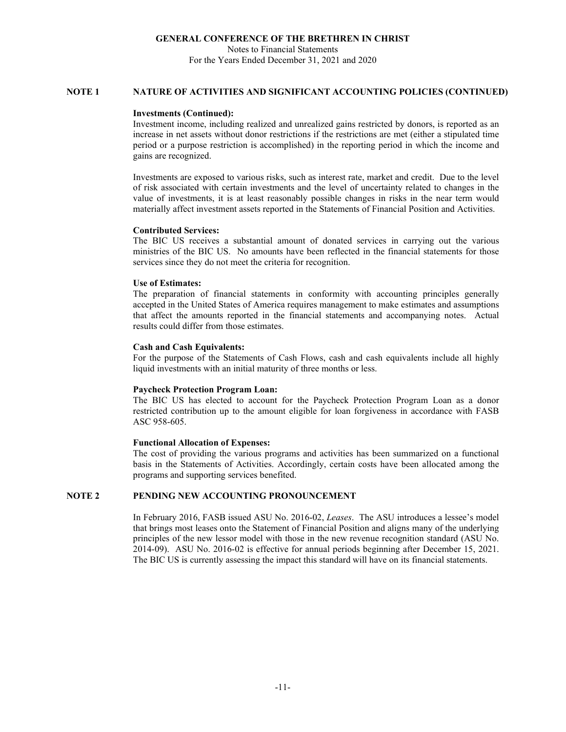## NOTE 1 NATURE OF ACTIVITIES AND SIGNIFICANT ACCOUNTING POLICIES (CONTINUED)

**Investments (Continued):**

Investment income, including realized and unrealized gains restricted by donors, is reported as an increase in net assets without donor restrictions if the restrictions are met (either a stipulated time period or a purpose restriction is accomplished) in the reporting period in which the income and gains are recognized.

Investments are exposed to various risks, such as interest rate, market and credit. Due to the level of risk associated with certain investments and the level of uncertainty related to changes in the value of investments, it is at least reasonably possible changes in risks in the near term would materially affect investment assets reported in the Statements of Financial Position and Activities.

**Contributed Services:**

The BIC US receives a substantial amount of donated services in carrying out the various ministries of the BIC US. No amounts have been reflected in the financial statements for those services since they do not meet the criteria for recognition.

**Use of Estimates:**

The preparation of financial statements in conformity with accounting principles generally accepted in the United States of America requires management to make estimates and assumptions that affect the amounts reported in the financial statements and accompanying notes. Actual results could differ from those estimates.

**Cash and Cash Equivalents:**

For the purpose of the Statements of Cash Flows, cash and cash equivalents include all highly liquid investments with an initial maturity of three months or less.

**Paycheck Protection Program Loan:**

The BIC US has elected to account for the Paycheck Protection Program Loan as a donor restricted contribution up to the amount eligible for loan forgiveness in accordance with FASB ASC 958-605.

**Functional Allocation of Expenses:**

The cost of providing the various programs and activities has been summarized on a functional basis in the Statements of Activities. Accordingly, certain costs have been allocated among the programs and supporting services benefited.

## NOTE 2 PENDING NEW ACCOUNTING PRONOUNCEMENT

In February 2016, FASB issued ASU No. 2016-02, *Leases*. The ASU introduces a lessee's model that brings most leases onto the Statement of Financial Position and aligns many of the underlying principles of the new lessor model with those in the new revenue recognition standard (ASU No. 2014-09). ASU No. 2016-02 is effective for annual periods beginning after December 15, 2021. The BIC US is currently assessing the impact this standard will have on its financial statements.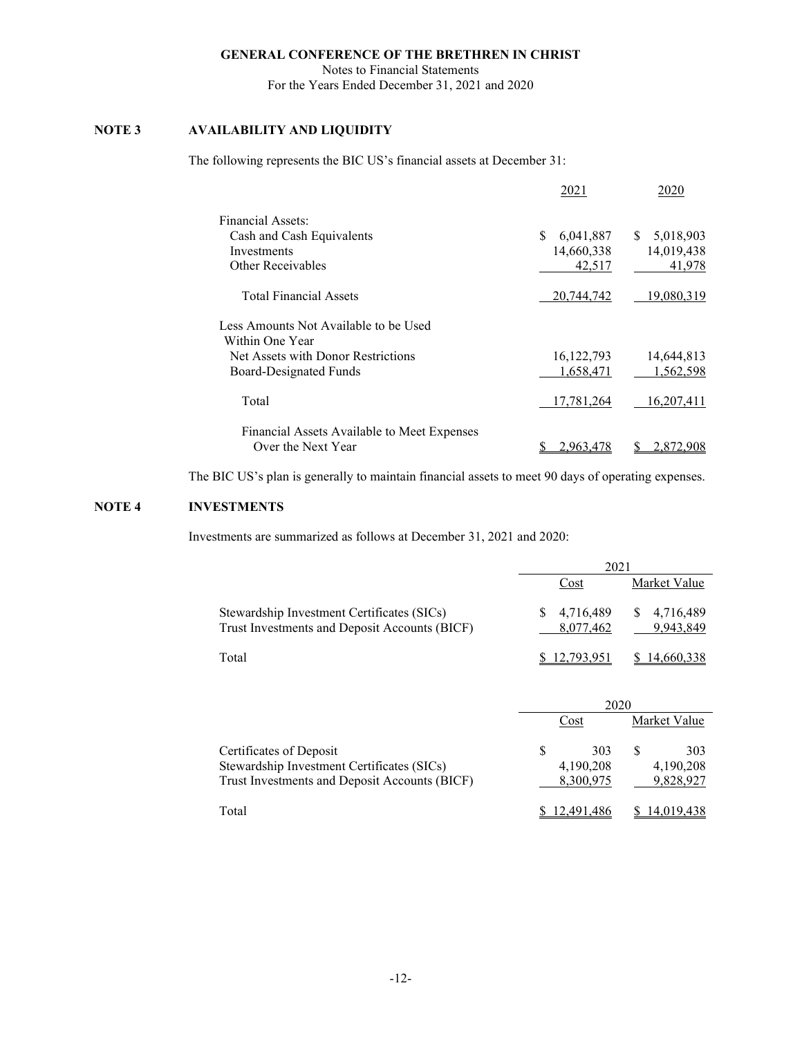**GENERAL CONFERENCE OF THE BRETHREN IN CHRIST**
Notes to Financial Statements
For the Years Ended December 31, 2021 and 2020

## NOTE 3 AVAILABILITY AND LIQUIDITY

The following represents the BIC US's financial assets at December 31:

| | 2021 | 2020 |
|---|---|---|
| Financial Assets: | | |
| Cash and Cash Equivalents | $ 6,041,887 | $ 5,018,903 |
| Investments | 14,660,338 | 14,019,438 |
| Other Receivables | 42,517 | 41,978 |
| Total Financial Assets | 20,744,742 | 19,080,319 |
| Less Amounts Not Available to be Used Within One Year | | |
| Net Assets with Donor Restrictions | 16,122,793 | 14,644,813 |
| Board-Designated Funds | 1,658,471 | 1,562,598 |
| Total | 17,781,264 | 16,207,411 |
| Financial Assets Available to Meet Expenses Over the Next Year | $ 2,963,478 | $ 2,872,908 |

The BIC US's plan is generally to maintain financial assets to meet 90 days of operating expenses.

## NOTE 4 INVESTMENTS

Investments are summarized as follows at December 31, 2021 and 2020:

| | 2021 | |
|---|---|---|
| | Cost | Market Value |
| Stewardship Investment Certificates (SICs) | $ 4,716,489 | $ 4,716,489 |
| Trust Investments and Deposit Accounts (BICF) | 8,077,462 | 9,943,849 |
| Total | $ 12,793,951 | $ 14,660,338 |

| | 2020 | |
|---|---|---|
| | Cost | Market Value |
| Certificates of Deposit | $ 303 | $ 303 |
| Stewardship Investment Certificates (SICs) | 4,190,208 | 4,190,208 |
| Trust Investments and Deposit Accounts (BICF) | 8,300,975 | 9,828,927 |
| Total | $ 12,491,486 | $ 14,019,438 |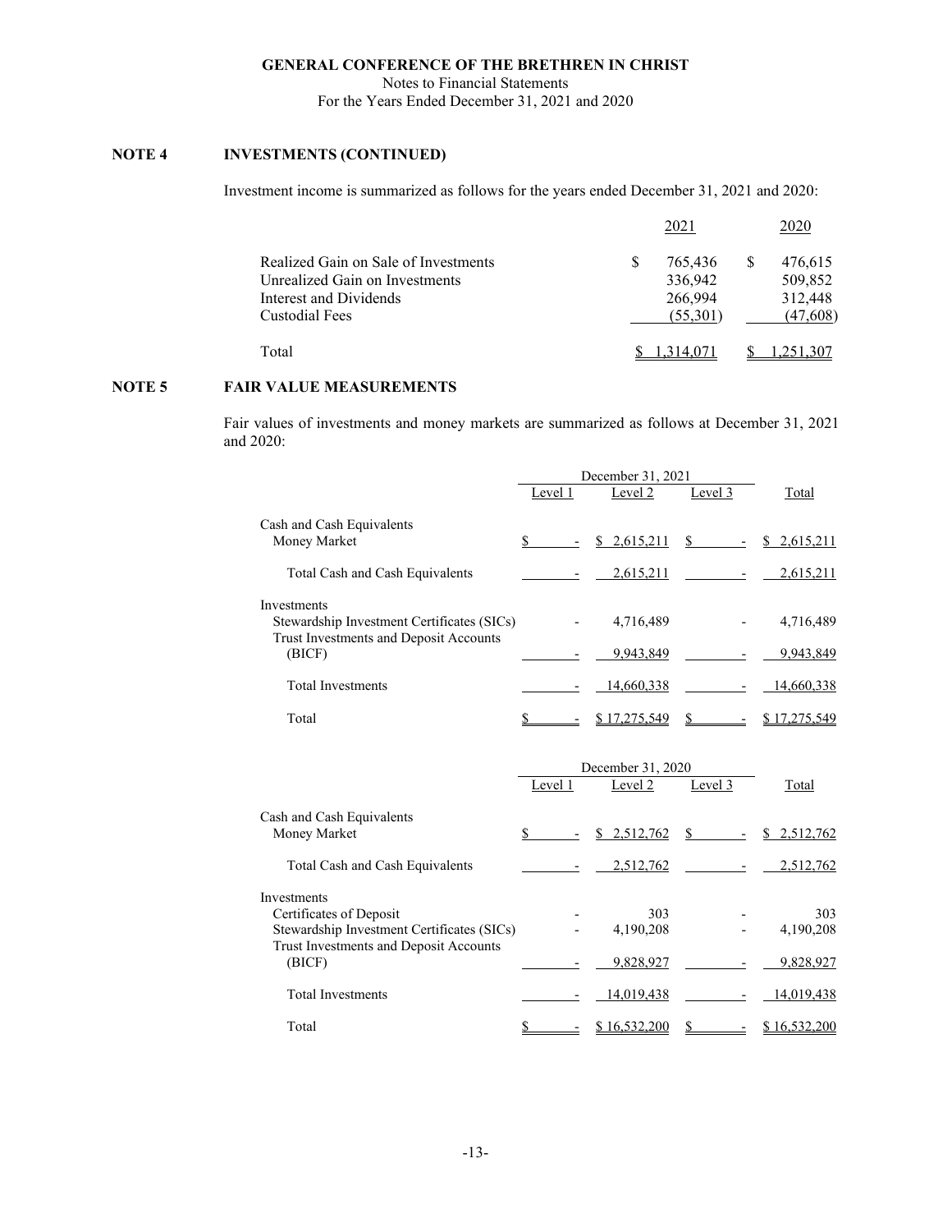GENERAL CONFERENCE OF THE BRETHREN IN CHRIST

Notes to Financial Statements

For the Years Ended December 31, 2021 and 2020

## NOTE 4 INVESTMENTS (CONTINUED)

Investment income is summarized as follows for the years ended December 31, 2021 and 2020:

| | 2021 | 2020 |
|---|---|---|
| Realized Gain on Sale of Investments | $ 765,436 | $ 476,615 |
| Unrealized Gain on Investments | 336,942 | 509,852 |
| Interest and Dividends | 266,994 | 312,448 |
| Custodial Fees | (55,301) | (47,608) |
| Total | $ 1,314,071 | $ 1,251,307 |

## NOTE 5 FAIR VALUE MEASUREMENTS

Fair values of investments and money markets are summarized as follows at December 31, 2021 and 2020:

| | December 31, 2021 | | | |
|---|---|---|---|---|
| | Level 1 | Level 2 | Level 3 | Total |
| Cash and Cash Equivalents | | | | |
| Money Market | $ - | $ 2,615,211 | $ - | $ 2,615,211 |
| Total Cash and Cash Equivalents | - | 2,615,211 | - | 2,615,211 |
| Investments | | | | |
| Stewardship Investment Certificates (SICs) | - | 4,716,489 | - | 4,716,489 |
| Trust Investments and Deposit Accounts (BICF) | - | 9,943,849 | - | 9,943,849 |
| Total Investments | - | 14,660,338 | - | 14,660,338 |
| Total | $ - | $ 17,275,549 | $ - | $ 17,275,549 |

| | December 31, 2020 | | | |
|---|---|---|---|---|
| | Level 1 | Level 2 | Level 3 | Total |
| Cash and Cash Equivalents | | | | |
| Money Market | $ - | $ 2,512,762 | $ - | $ 2,512,762 |
| Total Cash and Cash Equivalents | - | 2,512,762 | - | 2,512,762 |
| Investments | | | | |
| Certificates of Deposit | - | 303 | - | 303 |
| Stewardship Investment Certificates (SICs) | - | 4,190,208 | - | 4,190,208 |
| Trust Investments and Deposit Accounts (BICF) | - | 9,828,927 | - | 9,828,927 |
| Total Investments | - | 14,019,438 | - | 14,019,438 |
| Total | $ - | $ 16,532,200 | $ - | $ 16,532,200 |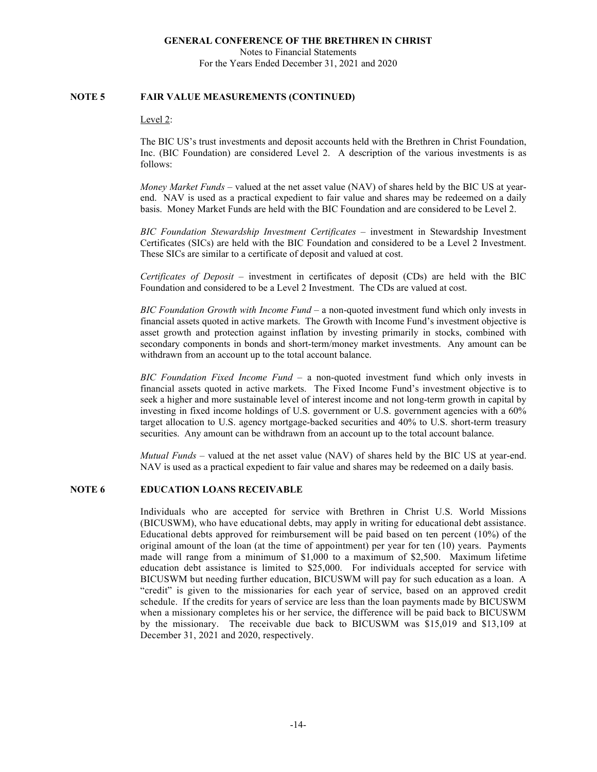## NOTE 5 FAIR VALUE MEASUREMENTS (CONTINUED)

Level 2:

The BIC US's trust investments and deposit accounts held with the Brethren in Christ Foundation, Inc. (BIC Foundation) are considered Level 2. A description of the various investments is as follows:

*Money Market Funds* – valued at the net asset value (NAV) of shares held by the BIC US at year-end. NAV is used as a practical expedient to fair value and shares may be redeemed on a daily basis. Money Market Funds are held with the BIC Foundation and are considered to be Level 2.

*BIC Foundation Stewardship Investment Certificates* – investment in Stewardship Investment Certificates (SICs) are held with the BIC Foundation and considered to be a Level 2 Investment. These SICs are similar to a certificate of deposit and valued at cost.

*Certificates of Deposit* – investment in certificates of deposit (CDs) are held with the BIC Foundation and considered to be a Level 2 Investment. The CDs are valued at cost.

*BIC Foundation Growth with Income Fund* – a non-quoted investment fund which only invests in financial assets quoted in active markets. The Growth with Income Fund's investment objective is asset growth and protection against inflation by investing primarily in stocks, combined with secondary components in bonds and short-term/money market investments. Any amount can be withdrawn from an account up to the total account balance.

*BIC Foundation Fixed Income Fund* – a non-quoted investment fund which only invests in financial assets quoted in active markets. The Fixed Income Fund's investment objective is to seek a higher and more sustainable level of interest income and not long-term growth in capital by investing in fixed income holdings of U.S. government or U.S. government agencies with a 60% target allocation to U.S. agency mortgage-backed securities and 40% to U.S. short-term treasury securities. Any amount can be withdrawn from an account up to the total account balance.

*Mutual Funds* – valued at the net asset value (NAV) of shares held by the BIC US at year-end. NAV is used as a practical expedient to fair value and shares may be redeemed on a daily basis.

## NOTE 6 EDUCATION LOANS RECEIVABLE

Individuals who are accepted for service with Brethren in Christ U.S. World Missions (BICUSWM), who have educational debts, may apply in writing for educational debt assistance. Educational debts approved for reimbursement will be paid based on ten percent (10%) of the original amount of the loan (at the time of appointment) per year for ten (10) years. Payments made will range from a minimum of $1,000 to a maximum of $2,500. Maximum lifetime education debt assistance is limited to $25,000. For individuals accepted for service with BICUSWM but needing further education, BICUSWM will pay for such education as a loan. A "credit" is given to the missionaries for each year of service, based on an approved credit schedule. If the credits for years of service are less than the loan payments made by BICUSWM when a missionary completes his or her service, the difference will be paid back to BICUSWM by the missionary. The receivable due back to BICUSWM was $15,019 and $13,109 at December 31, 2021 and 2020, respectively.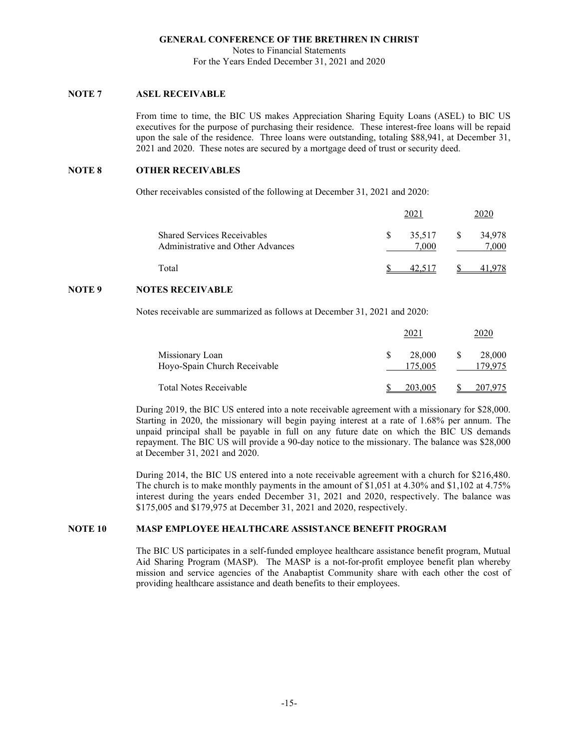# GENERAL CONFERENCE OF THE BRETHREN IN CHRIST

Notes to Financial Statements
For the Years Ended December 31, 2021 and 2020

## NOTE 7 ASEL RECEIVABLE

From time to time, the BIC US makes Appreciation Sharing Equity Loans (ASEL) to BIC US executives for the purpose of purchasing their residence. These interest-free loans will be repaid upon the sale of the residence. Three loans were outstanding, totaling $88,941, at December 31, 2021 and 2020. These notes are secured by a mortgage deed of trust or security deed.

## NOTE 8 OTHER RECEIVABLES

Other receivables consisted of the following at December 31, 2021 and 2020:

| | 2021 | 2020 |
|---|---|---|
| Shared Services Receivables | $ 35,517 | $ 34,978 |
| Administrative and Other Advances | 7,000 | 7,000 |
| Total | $ 42,517 | $ 41,978 |

## NOTE 9 NOTES RECEIVABLE

Notes receivable are summarized as follows at December 31, 2021 and 2020:

| | 2021 | 2020 |
|---|---|---|
| Missionary Loan | $ 28,000 | $ 28,000 |
| Hoyo-Spain Church Receivable | 175,005 | 179,975 |
| Total Notes Receivable | $ 203,005 | $ 207,975 |

During 2019, the BIC US entered into a note receivable agreement with a missionary for $28,000. Starting in 2020, the missionary will begin paying interest at a rate of 1.68% per annum. The unpaid principal shall be payable in full on any future date on which the BIC US demands repayment. The BIC US will provide a 90-day notice to the missionary. The balance was $28,000 at December 31, 2021 and 2020.

During 2014, the BIC US entered into a note receivable agreement with a church for $216,480. The church is to make monthly payments in the amount of $1,051 at 4.30% and $1,102 at 4.75% interest during the years ended December 31, 2021 and 2020, respectively. The balance was $175,005 and $179,975 at December 31, 2021 and 2020, respectively.

## NOTE 10 MASP EMPLOYEE HEALTHCARE ASSISTANCE BENEFIT PROGRAM

The BIC US participates in a self-funded employee healthcare assistance benefit program, Mutual Aid Sharing Program (MASP). The MASP is a not-for-profit employee benefit plan whereby mission and service agencies of the Anabaptist Community share with each other the cost of providing healthcare assistance and death benefits to their employees.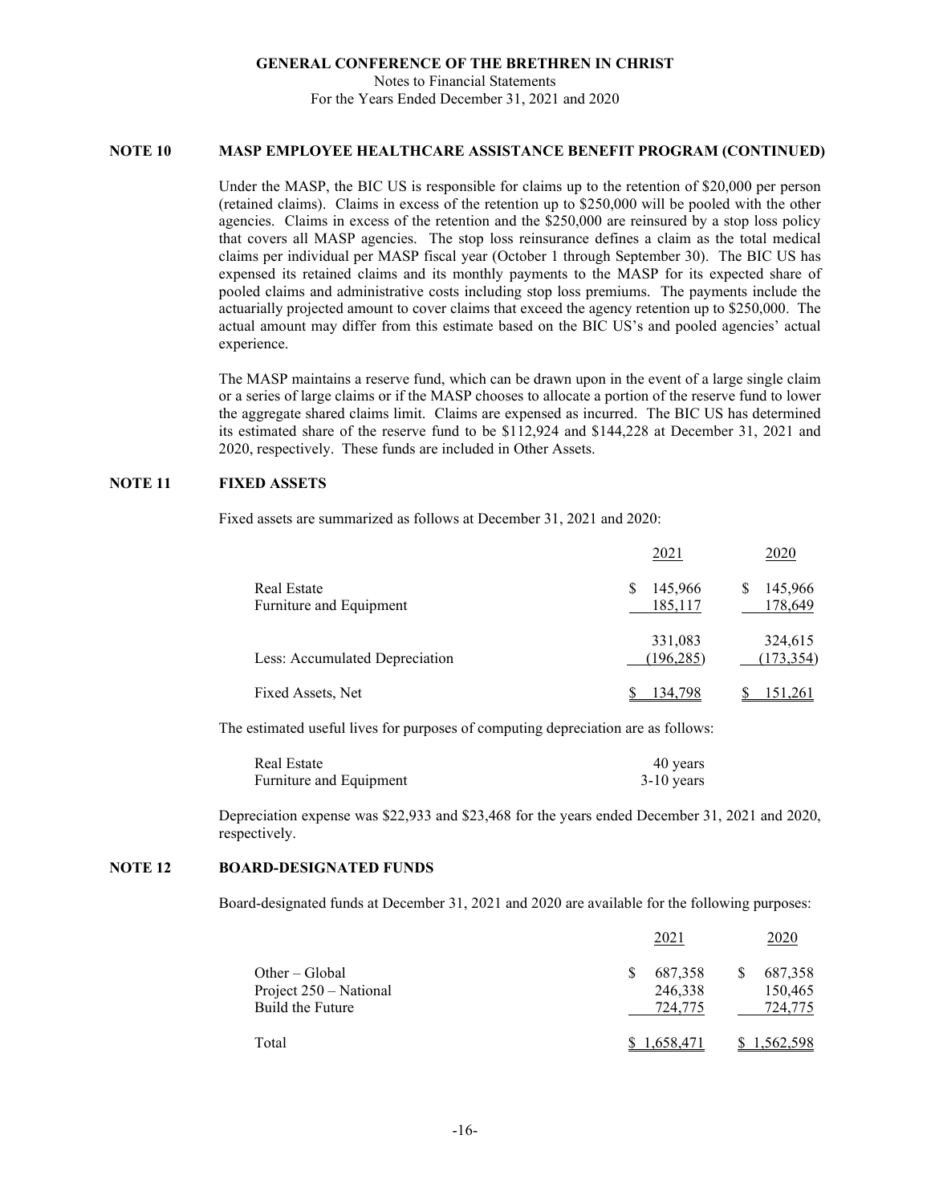## NOTE 10 MASP EMPLOYEE HEALTHCARE ASSISTANCE BENEFIT PROGRAM (CONTINUED)

Under the MASP, the BIC US is responsible for claims up to the retention of $20,000 per person (retained claims). Claims in excess of the retention up to $250,000 will be pooled with the other agencies. Claims in excess of the retention and the $250,000 are reinsured by a stop loss policy that covers all MASP agencies. The stop loss reinsurance defines a claim as the total medical claims per individual per MASP fiscal year (October 1 through September 30). The BIC US has expensed its retained claims and its monthly payments to the MASP for its expected share of pooled claims and administrative costs including stop loss premiums. The payments include the actuarially projected amount to cover claims that exceed the agency retention up to $250,000. The actual amount may differ from this estimate based on the BIC US's and pooled agencies' actual experience.

The MASP maintains a reserve fund, which can be drawn upon in the event of a large single claim or a series of large claims or if the MASP chooses to allocate a portion of the reserve fund to lower the aggregate shared claims limit. Claims are expensed as incurred. The BIC US has determined its estimated share of the reserve fund to be $112,924 and $144,228 at December 31, 2021 and 2020, respectively. These funds are included in Other Assets.

## NOTE 11 FIXED ASSETS

Fixed assets are summarized as follows at December 31, 2021 and 2020:

| | 2021 | 2020 |
|---|---|---|
| Real Estate | $ 145,966 | $ 145,966 |
| Furniture and Equipment | 185,117 | 178,649 |
| | 331,083 | 324,615 |
| Less: Accumulated Depreciation | (196,285) | (173,354) |
| Fixed Assets, Net | $ 134,798 | $ 151,261 |

The estimated useful lives for purposes of computing depreciation are as follows:

| | |
|---|---|
| Real Estate | 40 years |
| Furniture and Equipment | 3-10 years |

Depreciation expense was $22,933 and $23,468 for the years ended December 31, 2021 and 2020, respectively.

## NOTE 12 BOARD-DESIGNATED FUNDS

Board-designated funds at December 31, 2021 and 2020 are available for the following purposes:

| | 2021 | 2020 |
|---|---|---|
| Other – Global | $ 687,358 | $ 687,358 |
| Project 250 – National | 246,338 | 150,465 |
| Build the Future | 724,775 | 724,775 |
| Total | $ 1,658,471 | $ 1,562,598 |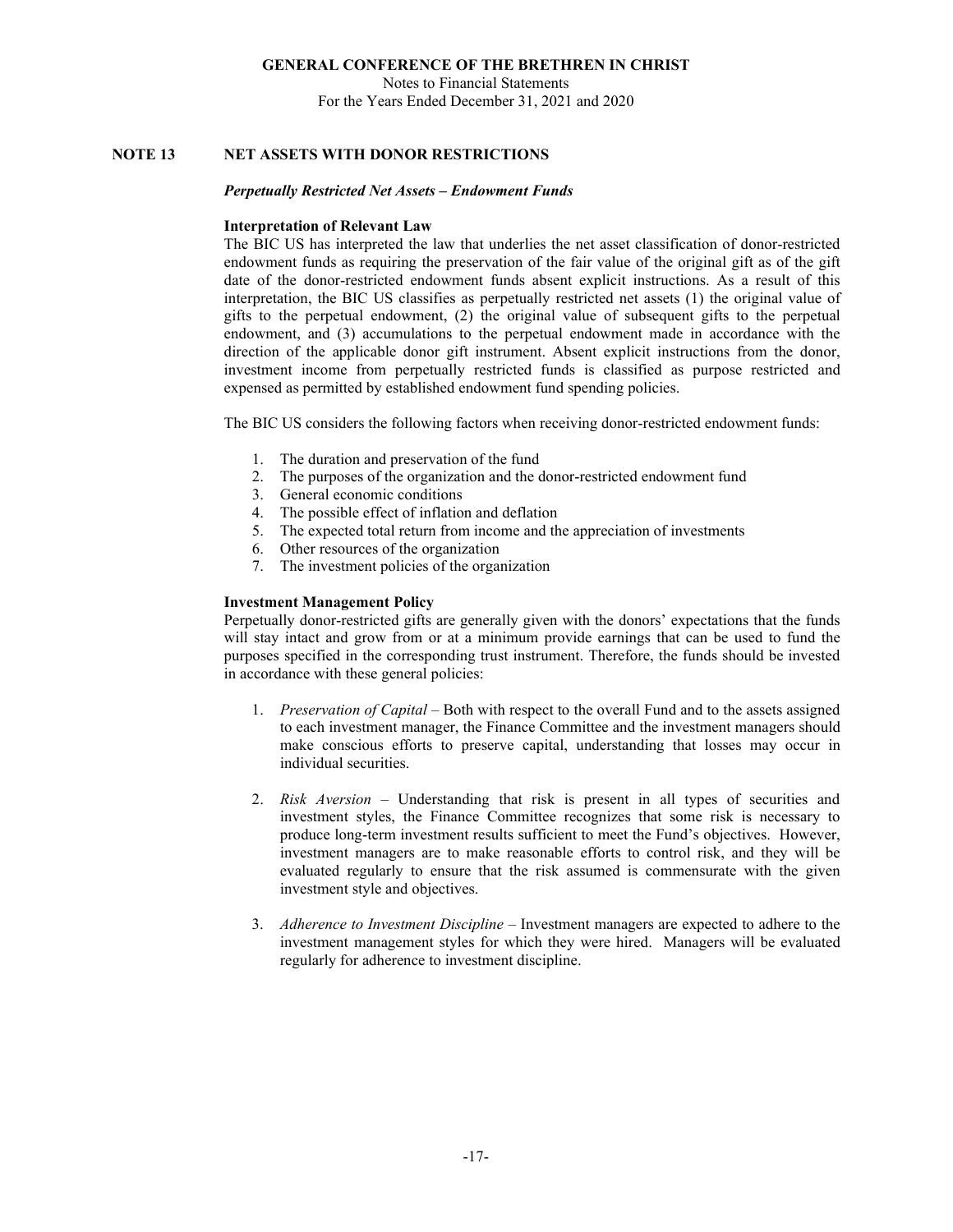## NOTE 13 NET ASSETS WITH DONOR RESTRICTIONS

### *Perpetually Restricted Net Assets – Endowment Funds*

**Interpretation of Relevant Law**

The BIC US has interpreted the law that underlies the net asset classification of donor-restricted endowment funds as requiring the preservation of the fair value of the original gift as of the gift date of the donor-restricted endowment funds absent explicit instructions. As a result of this interpretation, the BIC US classifies as perpetually restricted net assets (1) the original value of gifts to the perpetual endowment, (2) the original value of subsequent gifts to the perpetual endowment, and (3) accumulations to the perpetual endowment made in accordance with the direction of the applicable donor gift instrument. Absent explicit instructions from the donor, investment income from perpetually restricted funds is classified as purpose restricted and expensed as permitted by established endowment fund spending policies.

The BIC US considers the following factors when receiving donor-restricted endowment funds:

1. The duration and preservation of the fund
2. The purposes of the organization and the donor-restricted endowment fund
3. General economic conditions
4. The possible effect of inflation and deflation
5. The expected total return from income and the appreciation of investments
6. Other resources of the organization
7. The investment policies of the organization

**Investment Management Policy**

Perpetually donor-restricted gifts are generally given with the donors' expectations that the funds will stay intact and grow from or at a minimum provide earnings that can be used to fund the purposes specified in the corresponding trust instrument. Therefore, the funds should be invested in accordance with these general policies:

1. *Preservation of Capital* – Both with respect to the overall Fund and to the assets assigned to each investment manager, the Finance Committee and the investment managers should make conscious efforts to preserve capital, understanding that losses may occur in individual securities.

2. *Risk Aversion* – Understanding that risk is present in all types of securities and investment styles, the Finance Committee recognizes that some risk is necessary to produce long-term investment results sufficient to meet the Fund's objectives. However, investment managers are to make reasonable efforts to control risk, and they will be evaluated regularly to ensure that the risk assumed is commensurate with the given investment style and objectives.

3. *Adherence to Investment Discipline* – Investment managers are expected to adhere to the investment management styles for which they were hired. Managers will be evaluated regularly for adherence to investment discipline.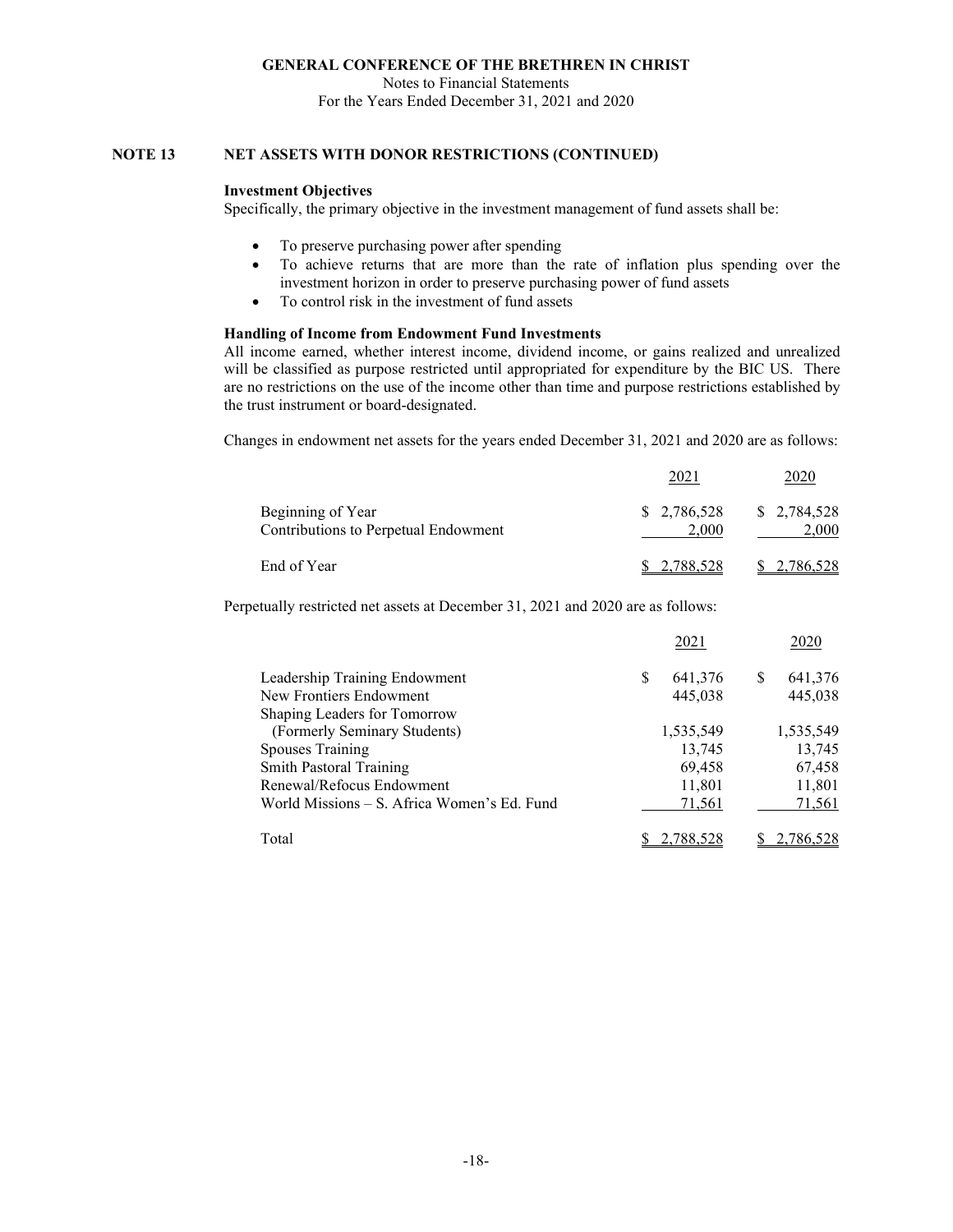## NOTE 13 NET ASSETS WITH DONOR RESTRICTIONS (CONTINUED)

### Investment Objectives

Specifically, the primary objective in the investment management of fund assets shall be:

- To preserve purchasing power after spending
- To achieve returns that are more than the rate of inflation plus spending over the investment horizon in order to preserve purchasing power of fund assets
- To control risk in the investment of fund assets

### Handling of Income from Endowment Fund Investments

All income earned, whether interest income, dividend income, or gains realized and unrealized will be classified as purpose restricted until appropriated for expenditure by the BIC US. There are no restrictions on the use of the income other than time and purpose restrictions established by the trust instrument or board-designated.

Changes in endowment net assets for the years ended December 31, 2021 and 2020 are as follows:

| | 2021 | 2020 |
|---|---|---|
| Beginning of Year | $ 2,786,528 | $ 2,784,528 |
| Contributions to Perpetual Endowment | 2,000 | 2,000 |
| End of Year | $ 2,788,528 | $ 2,786,528 |

Perpetually restricted net assets at December 31, 2021 and 2020 are as follows:

| | 2021 | 2020 |
|---|---|---|
| Leadership Training Endowment | $ 641,376 | $ 641,376 |
| New Frontiers Endowment | 445,038 | 445,038 |
| Shaping Leaders for Tomorrow (Formerly Seminary Students) | 1,535,549 | 1,535,549 |
| Spouses Training | 13,745 | 13,745 |
| Smith Pastoral Training | 69,458 | 67,458 |
| Renewal/Refocus Endowment | 11,801 | 11,801 |
| World Missions – S. Africa Women's Ed. Fund | 71,561 | 71,561 |
| Total | $ 2,788,528 | $ 2,786,528 |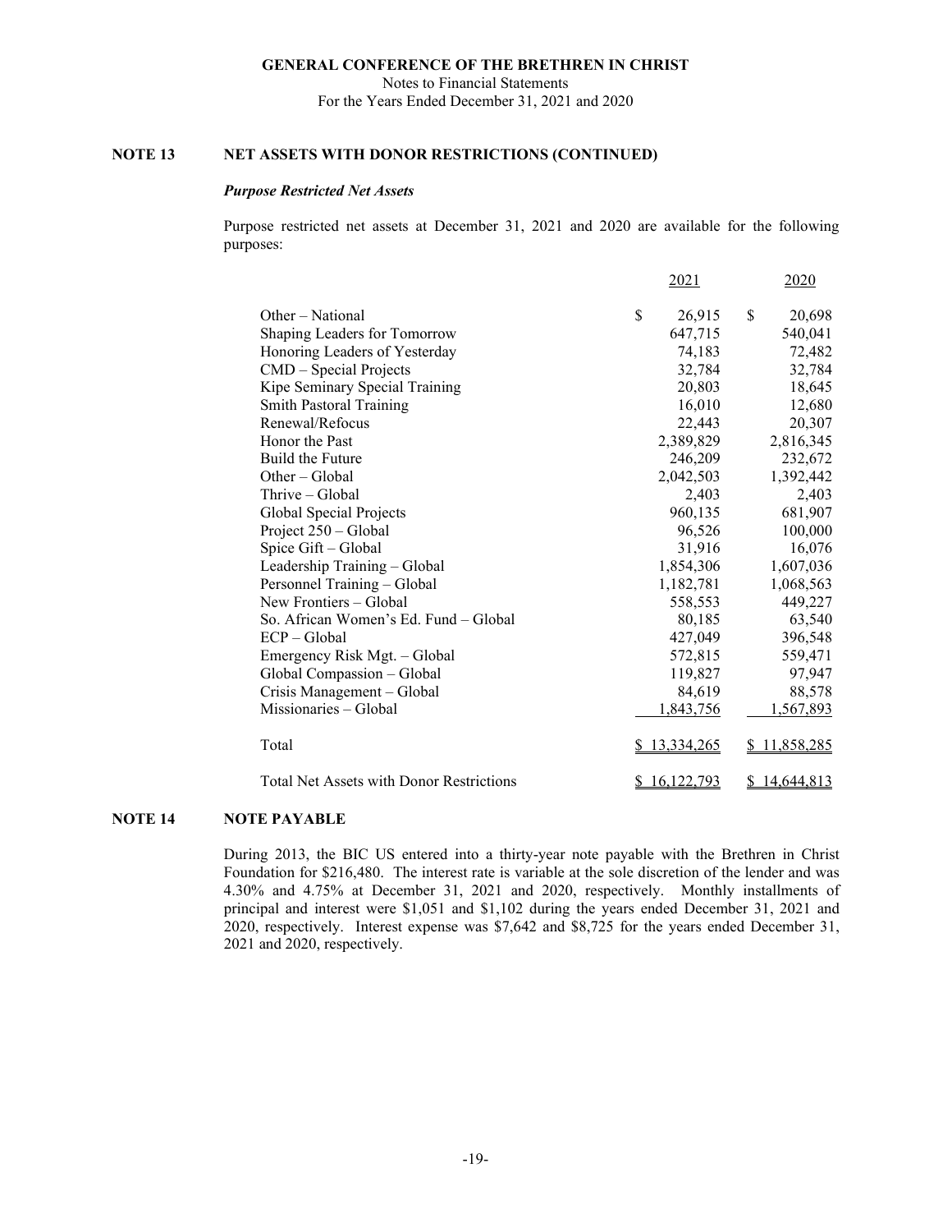**GENERAL CONFERENCE OF THE BRETHREN IN CHRIST**
Notes to Financial Statements
For the Years Ended December 31, 2021 and 2020

## NOTE 13 NET ASSETS WITH DONOR RESTRICTIONS (CONTINUED)

### *Purpose Restricted Net Assets*

Purpose restricted net assets at December 31, 2021 and 2020 are available for the following purposes:

| | 2021 | 2020 |
|---|---|---|
| Other – National | $ 26,915 | $ 20,698 |
| Shaping Leaders for Tomorrow | 647,715 | 540,041 |
| Honoring Leaders of Yesterday | 74,183 | 72,482 |
| CMD – Special Projects | 32,784 | 32,784 |
| Kipe Seminary Special Training | 20,803 | 18,645 |
| Smith Pastoral Training | 16,010 | 12,680 |
| Renewal/Refocus | 22,443 | 20,307 |
| Honor the Past | 2,389,829 | 2,816,345 |
| Build the Future | 246,209 | 232,672 |
| Other – Global | 2,042,503 | 1,392,442 |
| Thrive – Global | 2,403 | 2,403 |
| Global Special Projects | 960,135 | 681,907 |
| Project 250 – Global | 96,526 | 100,000 |
| Spice Gift – Global | 31,916 | 16,076 |
| Leadership Training – Global | 1,854,306 | 1,607,036 |
| Personnel Training – Global | 1,182,781 | 1,068,563 |
| New Frontiers – Global | 558,553 | 449,227 |
| So. African Women's Ed. Fund – Global | 80,185 | 63,540 |
| ECP – Global | 427,049 | 396,548 |
| Emergency Risk Mgt. – Global | 572,815 | 559,471 |
| Global Compassion – Global | 119,827 | 97,947 |
| Crisis Management – Global | 84,619 | 88,578 |
| Missionaries – Global | 1,843,756 | 1,567,893 |
| Total | $ 13,334,265 | $ 11,858,285 |
| Total Net Assets with Donor Restrictions | $ 16,122,793 | $ 14,644,813 |

## NOTE 14 NOTE PAYABLE

During 2013, the BIC US entered into a thirty-year note payable with the Brethren in Christ Foundation for $216,480. The interest rate is variable at the sole discretion of the lender and was 4.30% and 4.75% at December 31, 2021 and 2020, respectively. Monthly installments of principal and interest were $1,051 and $1,102 during the years ended December 31, 2021 and 2020, respectively. Interest expense was $7,642 and $8,725 for the years ended December 31, 2021 and 2020, respectively.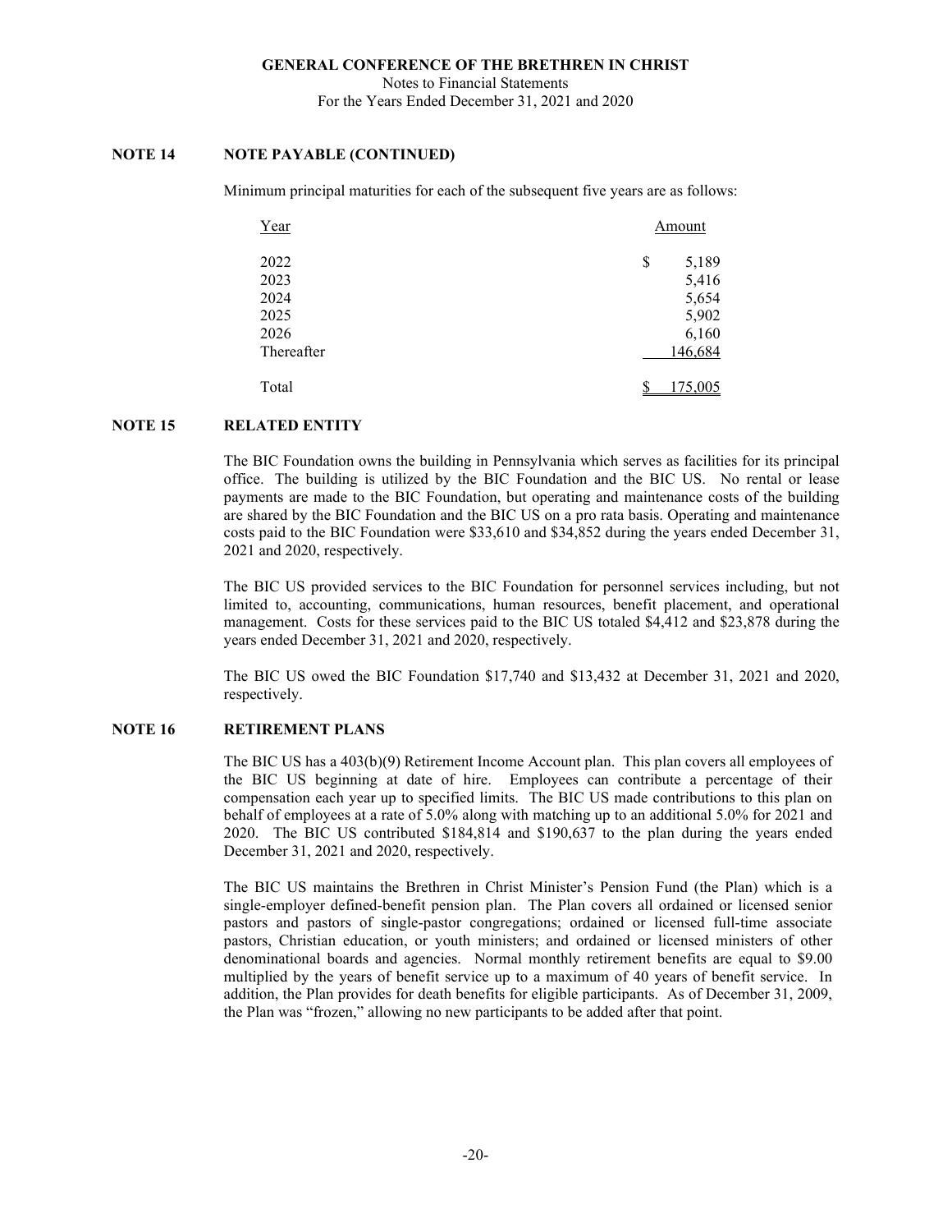## NOTE 14 NOTE PAYABLE (CONTINUED)

Minimum principal maturities for each of the subsequent five years are as follows:

| Year | Amount |
|---|---|
| 2022 | $ 5,189 |
| 2023 | 5,416 |
| 2024 | 5,654 |
| 2025 | 5,902 |
| 2026 | 6,160 |
| Thereafter | 146,684 |
| Total | $ 175,005 |

## NOTE 15 RELATED ENTITY

The BIC Foundation owns the building in Pennsylvania which serves as facilities for its principal office. The building is utilized by the BIC Foundation and the BIC US. No rental or lease payments are made to the BIC Foundation, but operating and maintenance costs of the building are shared by the BIC Foundation and the BIC US on a pro rata basis. Operating and maintenance costs paid to the BIC Foundation were $33,610 and $34,852 during the years ended December 31, 2021 and 2020, respectively.

The BIC US provided services to the BIC Foundation for personnel services including, but not limited to, accounting, communications, human resources, benefit placement, and operational management. Costs for these services paid to the BIC US totaled $4,412 and $23,878 during the years ended December 31, 2021 and 2020, respectively.

The BIC US owed the BIC Foundation $17,740 and $13,432 at December 31, 2021 and 2020, respectively.

## NOTE 16 RETIREMENT PLANS

The BIC US has a 403(b)(9) Retirement Income Account plan. This plan covers all employees of the BIC US beginning at date of hire. Employees can contribute a percentage of their compensation each year up to specified limits. The BIC US made contributions to this plan on behalf of employees at a rate of 5.0% along with matching up to an additional 5.0% for 2021 and 2020. The BIC US contributed $184,814 and $190,637 to the plan during the years ended December 31, 2021 and 2020, respectively.

The BIC US maintains the Brethren in Christ Minister's Pension Fund (the Plan) which is a single-employer defined-benefit pension plan. The Plan covers all ordained or licensed senior pastors and pastors of single-pastor congregations; ordained or licensed full-time associate pastors, Christian education, or youth ministers; and ordained or licensed ministers of other denominational boards and agencies. Normal monthly retirement benefits are equal to $9.00 multiplied by the years of benefit service up to a maximum of 40 years of benefit service. In addition, the Plan provides for death benefits for eligible participants. As of December 31, 2009, the Plan was "frozen," allowing no new participants to be added after that point.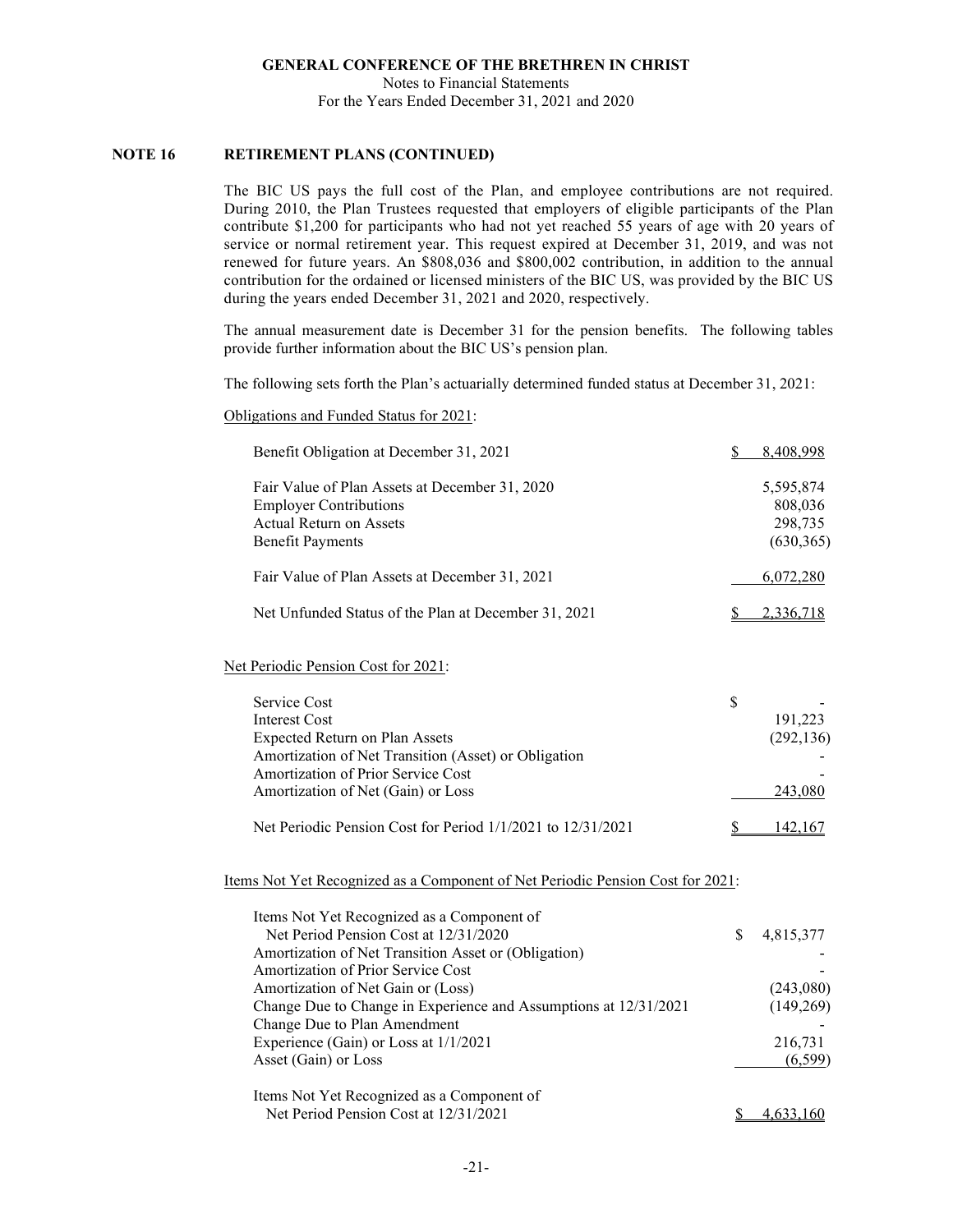**NOTE 16 RETIREMENT PLANS (CONTINUED)**

The BIC US pays the full cost of the Plan, and employee contributions are not required. During 2010, the Plan Trustees requested that employers of eligible participants of the Plan contribute $1,200 for participants who had not yet reached 55 years of age with 20 years of service or normal retirement year. This request expired at December 31, 2019, and was not renewed for future years. An $808,036 and $800,002 contribution, in addition to the annual contribution for the ordained or licensed ministers of the BIC US, was provided by the BIC US during the years ended December 31, 2021 and 2020, respectively.

The annual measurement date is December 31 for the pension benefits. The following tables provide further information about the BIC US's pension plan.

The following sets forth the Plan's actuarially determined funded status at December 31, 2021:

Obligations and Funded Status for 2021:

| | |
|---|---|
| Benefit Obligation at December 31, 2021 | $ 8,408,998 |
| Fair Value of Plan Assets at December 31, 2020 | 5,595,874 |
| Employer Contributions | 808,036 |
| Actual Return on Assets | 298,735 |
| Benefit Payments | (630,365) |
| Fair Value of Plan Assets at December 31, 2021 | 6,072,280 |
| Net Unfunded Status of the Plan at December 31, 2021 | $ 2,336,718 |

Net Periodic Pension Cost for 2021:

| | |
|---|---|
| Service Cost | $ - |
| Interest Cost | 191,223 |
| Expected Return on Plan Assets | (292,136) |
| Amortization of Net Transition (Asset) or Obligation | - |
| Amortization of Prior Service Cost | - |
| Amortization of Net (Gain) or Loss | 243,080 |
| Net Periodic Pension Cost for Period 1/1/2021 to 12/31/2021 | $ 142,167 |

Items Not Yet Recognized as a Component of Net Periodic Pension Cost for 2021:

| | |
|---|---|
| Items Not Yet Recognized as a Component of Net Period Pension Cost at 12/31/2020 | $ 4,815,377 |
| Amortization of Net Transition Asset or (Obligation) | - |
| Amortization of Prior Service Cost | - |
| Amortization of Net Gain or (Loss) | (243,080) |
| Change Due to Change in Experience and Assumptions at 12/31/2021 | (149,269) |
| Change Due to Plan Amendment | - |
| Experience (Gain) or Loss at 1/1/2021 | 216,731 |
| Asset (Gain) or Loss | (6,599) |
| Items Not Yet Recognized as a Component of Net Period Pension Cost at 12/31/2021 | $ 4,633,160 |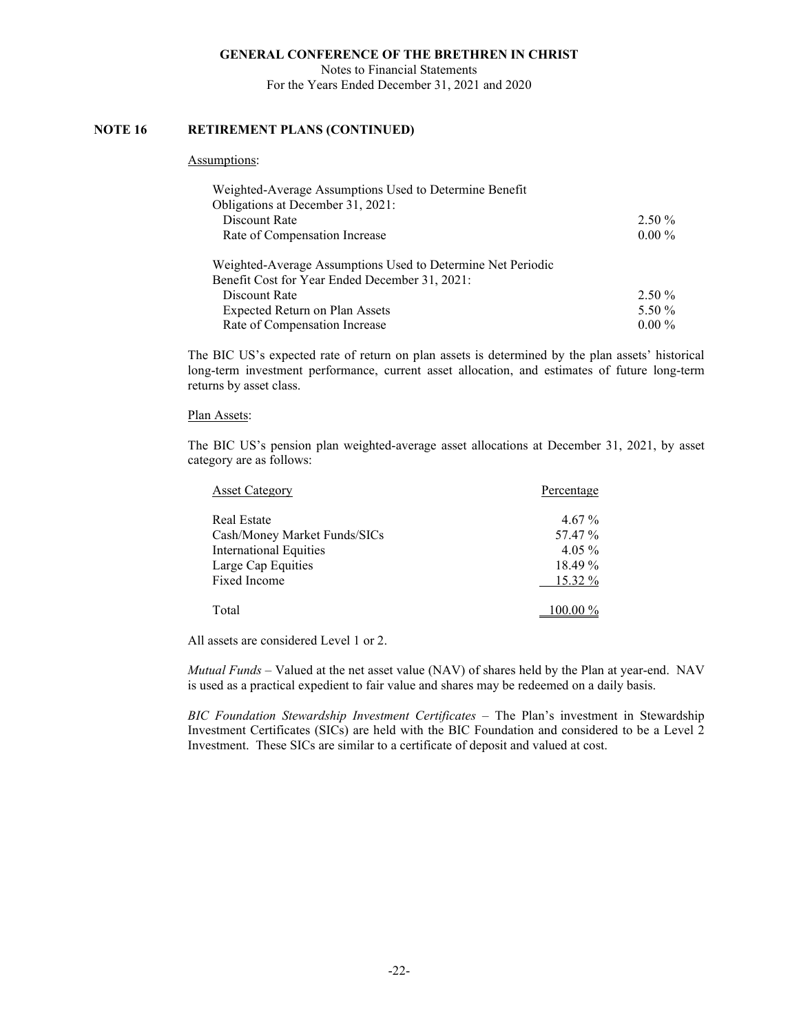## NOTE 16 RETIREMENT PLANS (CONTINUED)

Assumptions:

| | |
|---|---|
| Weighted-Average Assumptions Used to Determine Benefit Obligations at December 31, 2021: | |
| Discount Rate | 2.50 % |
| Rate of Compensation Increase | 0.00 % |
| | |
| Weighted-Average Assumptions Used to Determine Net Periodic Benefit Cost for Year Ended December 31, 2021: | |
| Discount Rate | 2.50 % |
| Expected Return on Plan Assets | 5.50 % |
| Rate of Compensation Increase | 0.00 % |

The BIC US's expected rate of return on plan assets is determined by the plan assets' historical long-term investment performance, current asset allocation, and estimates of future long-term returns by asset class.

Plan Assets:

The BIC US's pension plan weighted-average asset allocations at December 31, 2021, by asset category are as follows:

| Asset Category | Percentage |
|---|---|
| Real Estate | 4.67 % |
| Cash/Money Market Funds/SICs | 57.47 % |
| International Equities | 4.05 % |
| Large Cap Equities | 18.49 % |
| Fixed Income | 15.32 % |
| Total | 100.00 % |

All assets are considered Level 1 or 2.

*Mutual Funds* – Valued at the net asset value (NAV) of shares held by the Plan at year-end. NAV is used as a practical expedient to fair value and shares may be redeemed on a daily basis.

*BIC Foundation Stewardship Investment Certificates* – The Plan's investment in Stewardship Investment Certificates (SICs) are held with the BIC Foundation and considered to be a Level 2 Investment. These SICs are similar to a certificate of deposit and valued at cost.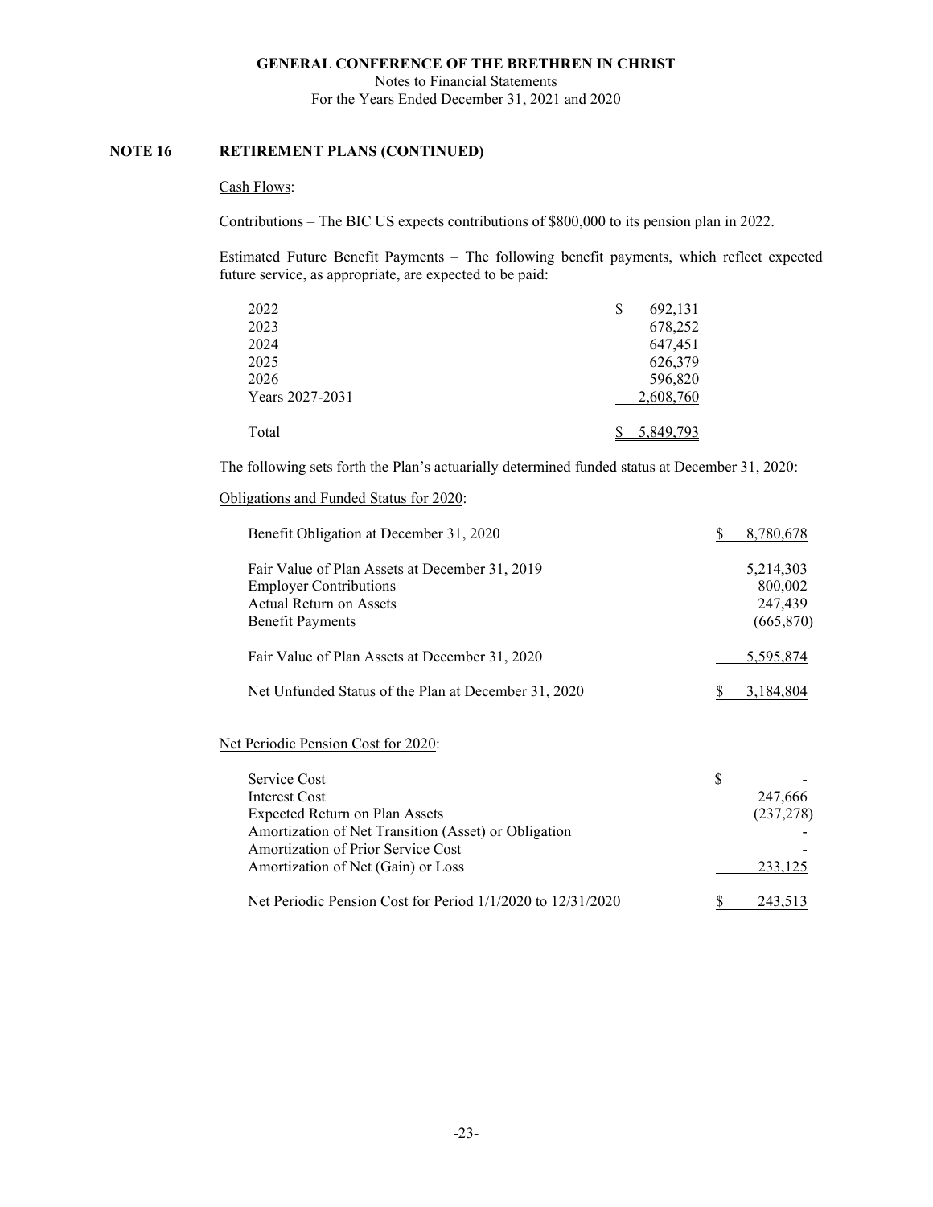**NOTE 16 RETIREMENT PLANS (CONTINUED)**

Cash Flows:

Contributions – The BIC US expects contributions of $800,000 to its pension plan in 2022.

Estimated Future Benefit Payments – The following benefit payments, which reflect expected future service, as appropriate, are expected to be paid:

| | |
|---|---|
| 2022 | $ 692,131 |
| 2023 | 678,252 |
| 2024 | 647,451 |
| 2025 | 626,379 |
| 2026 | 596,820 |
| Years 2027-2031 | 2,608,760 |
| Total | $ 5,849,793 |

The following sets forth the Plan's actuarially determined funded status at December 31, 2020:

Obligations and Funded Status for 2020:

| | |
|---|---|
| Benefit Obligation at December 31, 2020 | $ 8,780,678 |
| Fair Value of Plan Assets at December 31, 2019 | 5,214,303 |
| Employer Contributions | 800,002 |
| Actual Return on Assets | 247,439 |
| Benefit Payments | (665,870) |
| Fair Value of Plan Assets at December 31, 2020 | 5,595,874 |
| Net Unfunded Status of the Plan at December 31, 2020 | $ 3,184,804 |

Net Periodic Pension Cost for 2020:

| | |
|---|---|
| Service Cost | $ - |
| Interest Cost | 247,666 |
| Expected Return on Plan Assets | (237,278) |
| Amortization of Net Transition (Asset) or Obligation | - |
| Amortization of Prior Service Cost | - |
| Amortization of Net (Gain) or Loss | 233,125 |
| Net Periodic Pension Cost for Period 1/1/2020 to 12/31/2020 | $ 243,513 |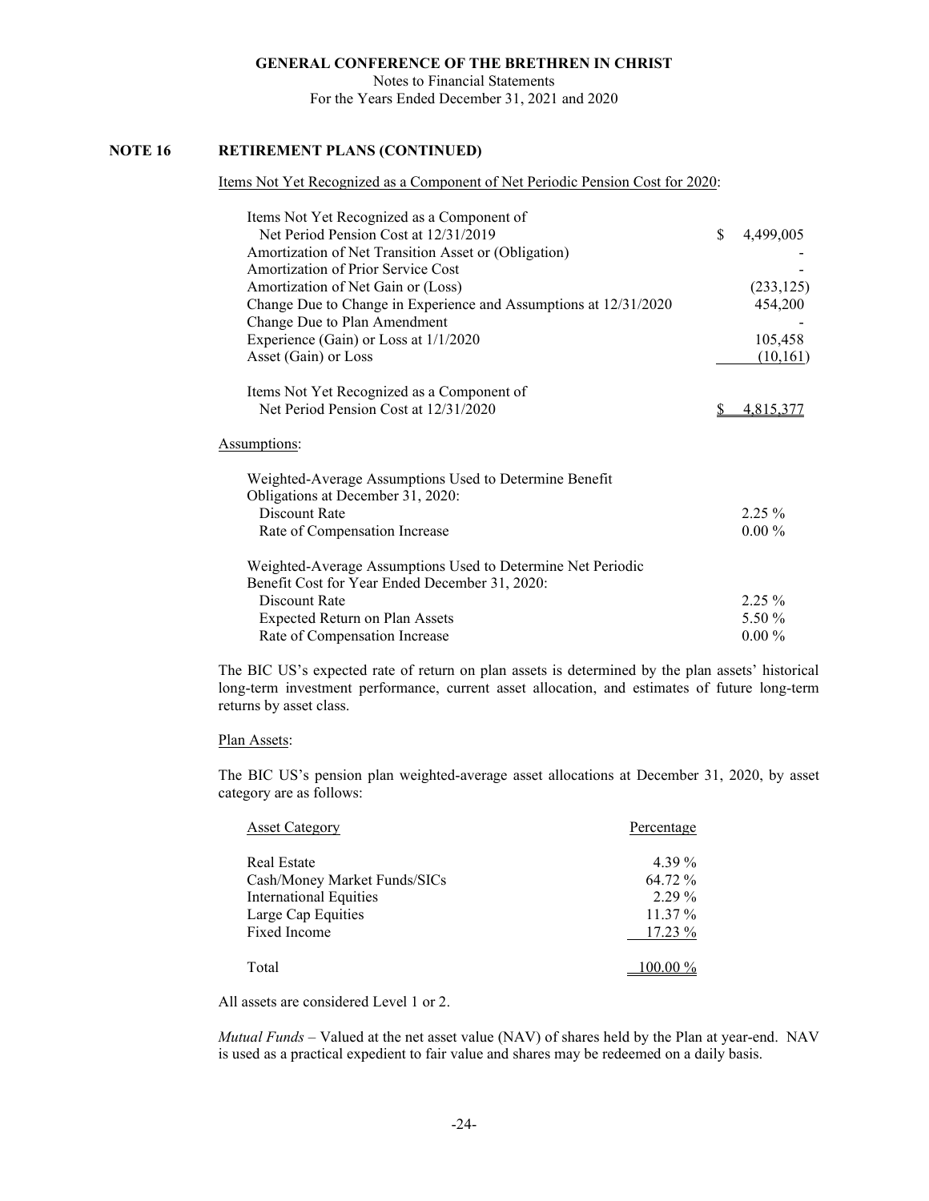**NOTE 16 RETIREMENT PLANS (CONTINUED)**

Items Not Yet Recognized as a Component of Net Periodic Pension Cost for 2020:

| | |
|---|---|
| Items Not Yet Recognized as a Component of Net Period Pension Cost at 12/31/2019 | $ 4,499,005 |
| Amortization of Net Transition Asset or (Obligation) | - |
| Amortization of Prior Service Cost | - |
| Amortization of Net Gain or (Loss) | (233,125) |
| Change Due to Change in Experience and Assumptions at 12/31/2020 | 454,200 |
| Change Due to Plan Amendment | - |
| Experience (Gain) or Loss at 1/1/2020 | 105,458 |
| Asset (Gain) or Loss | (10,161) |
| Items Not Yet Recognized as a Component of Net Period Pension Cost at 12/31/2020 | $ 4,815,377 |

Assumptions:

| | |
|---|---|
| Weighted-Average Assumptions Used to Determine Benefit Obligations at December 31, 2020: | |
| Discount Rate | 2.25 % |
| Rate of Compensation Increase | 0.00 % |
| Weighted-Average Assumptions Used to Determine Net Periodic Benefit Cost for Year Ended December 31, 2020: | |
| Discount Rate | 2.25 % |
| Expected Return on Plan Assets | 5.50 % |
| Rate of Compensation Increase | 0.00 % |

The BIC US's expected rate of return on plan assets is determined by the plan assets' historical long-term investment performance, current asset allocation, and estimates of future long-term returns by asset class.

Plan Assets:

The BIC US's pension plan weighted-average asset allocations at December 31, 2020, by asset category are as follows:

| Asset Category | Percentage |
|---|---|
| Real Estate | 4.39 % |
| Cash/Money Market Funds/SICs | 64.72 % |
| International Equities | 2.29 % |
| Large Cap Equities | 11.37 % |
| Fixed Income | 17.23 % |
| Total | 100.00 % |

All assets are considered Level 1 or 2.

*Mutual Funds* – Valued at the net asset value (NAV) of shares held by the Plan at year-end. NAV is used as a practical expedient to fair value and shares may be redeemed on a daily basis.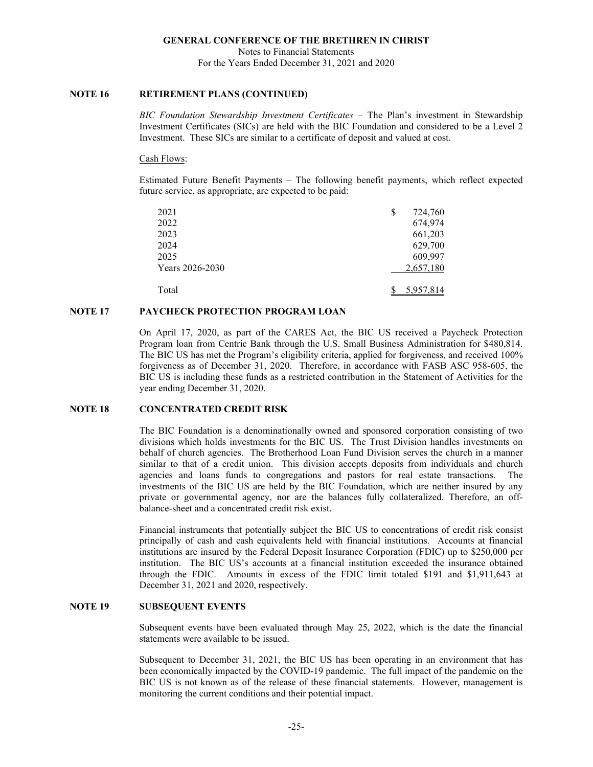## NOTE 16 RETIREMENT PLANS (CONTINUED)

*BIC Foundation Stewardship Investment Certificates* – The Plan's investment in Stewardship Investment Certificates (SICs) are held with the BIC Foundation and considered to be a Level 2 Investment. These SICs are similar to a certificate of deposit and valued at cost.

Cash Flows:

Estimated Future Benefit Payments – The following benefit payments, which reflect expected future service, as appropriate, are expected to be paid:

| | |
|---|---|
| 2021 | $ 724,760 |
| 2022 | 674,974 |
| 2023 | 661,203 |
| 2024 | 629,700 |
| 2025 | 609,997 |
| Years 2026-2030 | 2,657,180 |
| Total | $ 5,957,814 |

## NOTE 17 PAYCHECK PROTECTION PROGRAM LOAN

On April 17, 2020, as part of the CARES Act, the BIC US received a Paycheck Protection Program loan from Centric Bank through the U.S. Small Business Administration for $480,814. The BIC US has met the Program's eligibility criteria, applied for forgiveness, and received 100% forgiveness as of December 31, 2020. Therefore, in accordance with FASB ASC 958-605, the BIC US is including these funds as a restricted contribution in the Statement of Activities for the year ending December 31, 2020.

## NOTE 18 CONCENTRATED CREDIT RISK

The BIC Foundation is a denominationally owned and sponsored corporation consisting of two divisions which holds investments for the BIC US. The Trust Division handles investments on behalf of church agencies. The Brotherhood Loan Fund Division serves the church in a manner similar to that of a credit union. This division accepts deposits from individuals and church agencies and loans funds to congregations and pastors for real estate transactions. The investments of the BIC US are held by the BIC Foundation, which are neither insured by any private or governmental agency, nor are the balances fully collateralized. Therefore, an off-balance-sheet and a concentrated credit risk exist.

Financial instruments that potentially subject the BIC US to concentrations of credit risk consist principally of cash and cash equivalents held with financial institutions. Accounts at financial institutions are insured by the Federal Deposit Insurance Corporation (FDIC) up to $250,000 per institution. The BIC US's accounts at a financial institution exceeded the insurance obtained through the FDIC. Amounts in excess of the FDIC limit totaled $191 and $1,911,643 at December 31, 2021 and 2020, respectively.

## NOTE 19 SUBSEQUENT EVENTS

Subsequent events have been evaluated through May 25, 2022, which is the date the financial statements were available to be issued.

Subsequent to December 31, 2021, the BIC US has been operating in an environment that has been economically impacted by the COVID-19 pandemic. The full impact of the pandemic on the BIC US is not known as of the release of these financial statements. However, management is monitoring the current conditions and their potential impact.